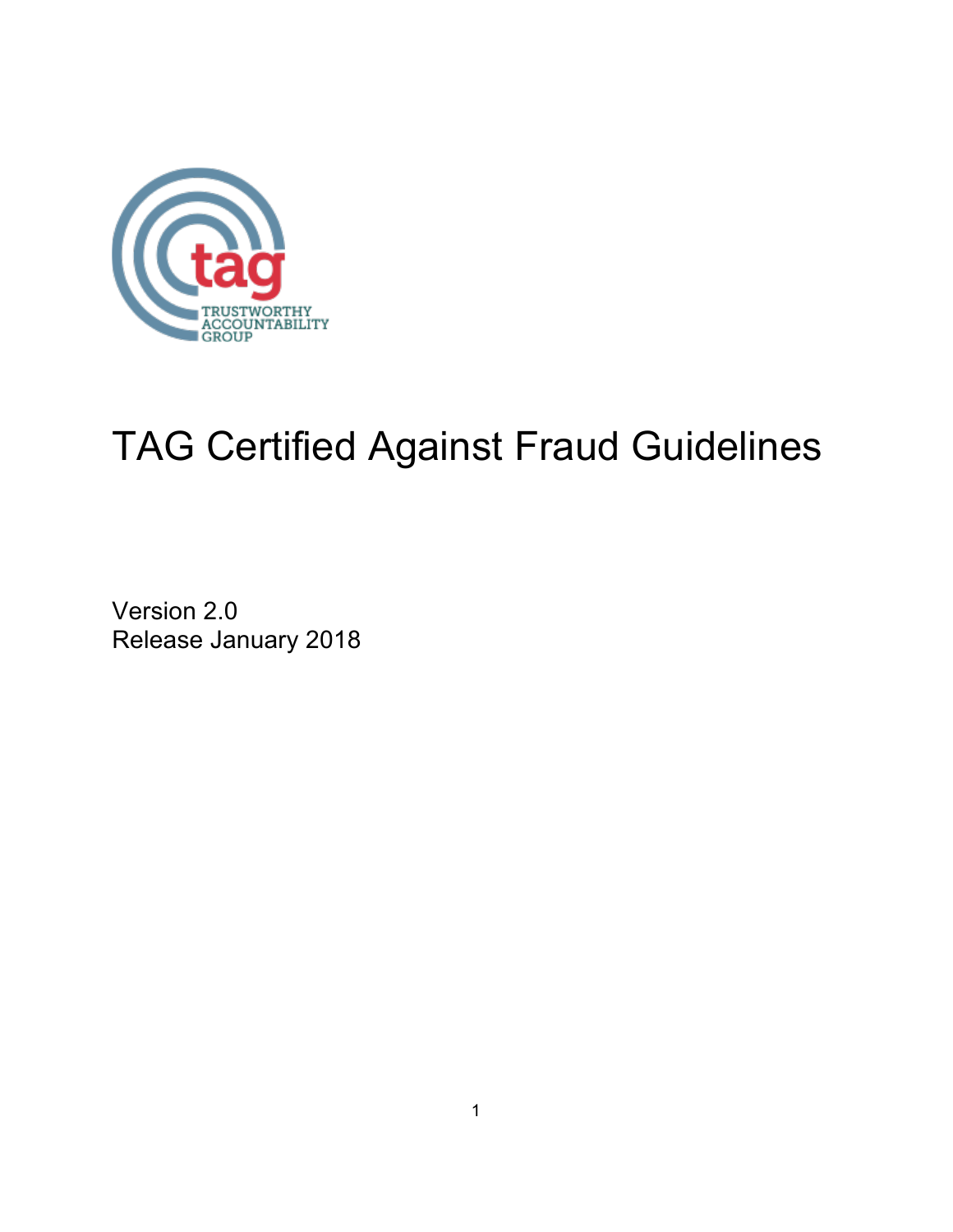# TAG Certified Against Fraud Guidelines

Version 2.0
Release January 2018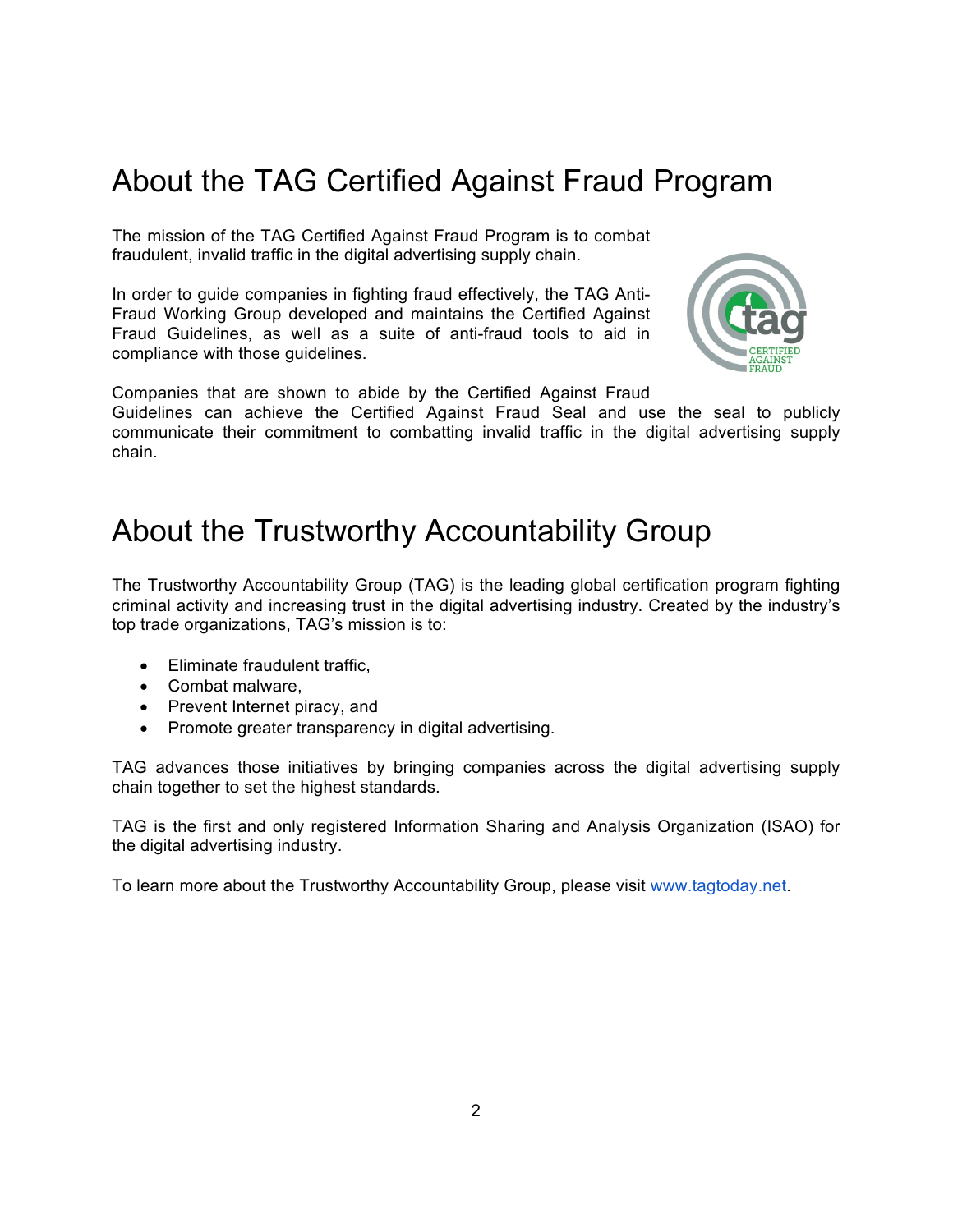# About the TAG Certified Against Fraud Program

The mission of the TAG Certified Against Fraud Program is to combat fraudulent, invalid traffic in the digital advertising supply chain.

In order to guide companies in fighting fraud effectively, the TAG Anti-Fraud Working Group developed and maintains the Certified Against Fraud Guidelines, as well as a suite of anti-fraud tools to aid in compliance with those guidelines.

Companies that are shown to abide by the Certified Against Fraud Guidelines can achieve the Certified Against Fraud Seal and use the seal to publicly communicate their commitment to combatting invalid traffic in the digital advertising supply chain.

# About the Trustworthy Accountability Group

The Trustworthy Accountability Group (TAG) is the leading global certification program fighting criminal activity and increasing trust in the digital advertising industry. Created by the industry's top trade organizations, TAG's mission is to:

- Eliminate fraudulent traffic,
- Combat malware,
- Prevent Internet piracy, and
- Promote greater transparency in digital advertising.

TAG advances those initiatives by bringing companies across the digital advertising supply chain together to set the highest standards.

TAG is the first and only registered Information Sharing and Analysis Organization (ISAO) for the digital advertising industry.

To learn more about the Trustworthy Accountability Group, please visit [www.tagtoday.net](http://www.tagtoday.net).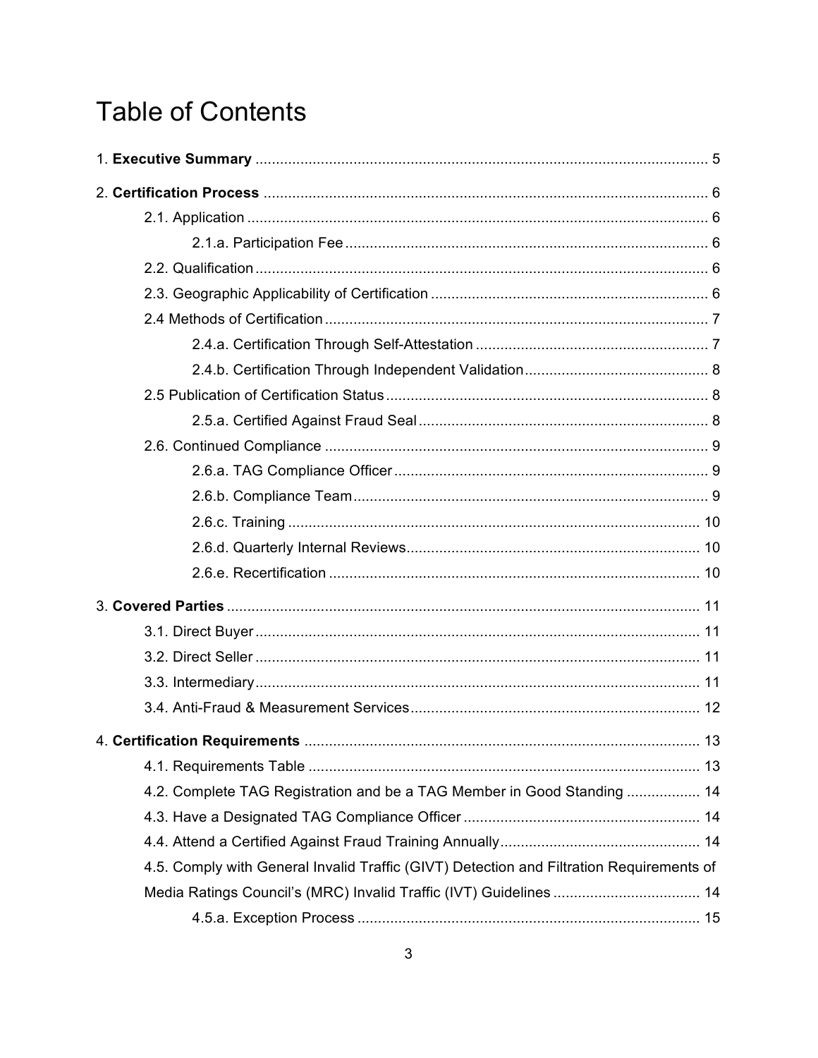# Table of Contents

1. **Executive Summary** .............................................................................................................. 5

2. **Certification Process** ............................................................................................................ 6

 2.1. Application ............................................................................................................... 6

  2.1.a. Participation Fee ......................................................................................... 6

 2.2. Qualification ............................................................................................................. 6

 2.3. Geographic Applicability of Certification .................................................................. 6

 2.4 Methods of Certification ............................................................................................ 7

  2.4.a. Certification Through Self-Attestation ........................................................ 7

  2.4.b. Certification Through Independent Validation ............................................ 8

 2.5 Publication of Certification Status .............................................................................. 8

  2.5.a. Certified Against Fraud Seal ...................................................................... 8

 2.6. Continued Compliance ............................................................................................. 9

  2.6.a. TAG Compliance Officer ............................................................................ 9

  2.6.b. Compliance Team ...................................................................................... 9

  2.6.c. Training .................................................................................................... 10

  2.6.d. Quarterly Internal Reviews ........................................................................ 10

  2.6.e. Recertification .......................................................................................... 10

3. **Covered Parties** .................................................................................................................. 11

 3.1. Direct Buyer ............................................................................................................ 11

 3.2. Direct Seller ............................................................................................................ 11

 3.3. Intermediary ............................................................................................................ 11

 3.4. Anti-Fraud & Measurement Services ...................................................................... 12

4. **Certification Requirements** ................................................................................................ 13

 4.1. Requirements Table ................................................................................................ 13

 4.2. Complete TAG Registration and be a TAG Member in Good Standing .................. 14

 4.3. Have a Designated TAG Compliance Officer .......................................................... 14

 4.4. Attend a Certified Against Fraud Training Annually ................................................. 14

 4.5. Comply with General Invalid Traffic (GIVT) Detection and Filtration Requirements of Media Ratings Council's (MRC) Invalid Traffic (IVT) Guidelines .................................... 14

  4.5.a. Exception Process .................................................................................... 15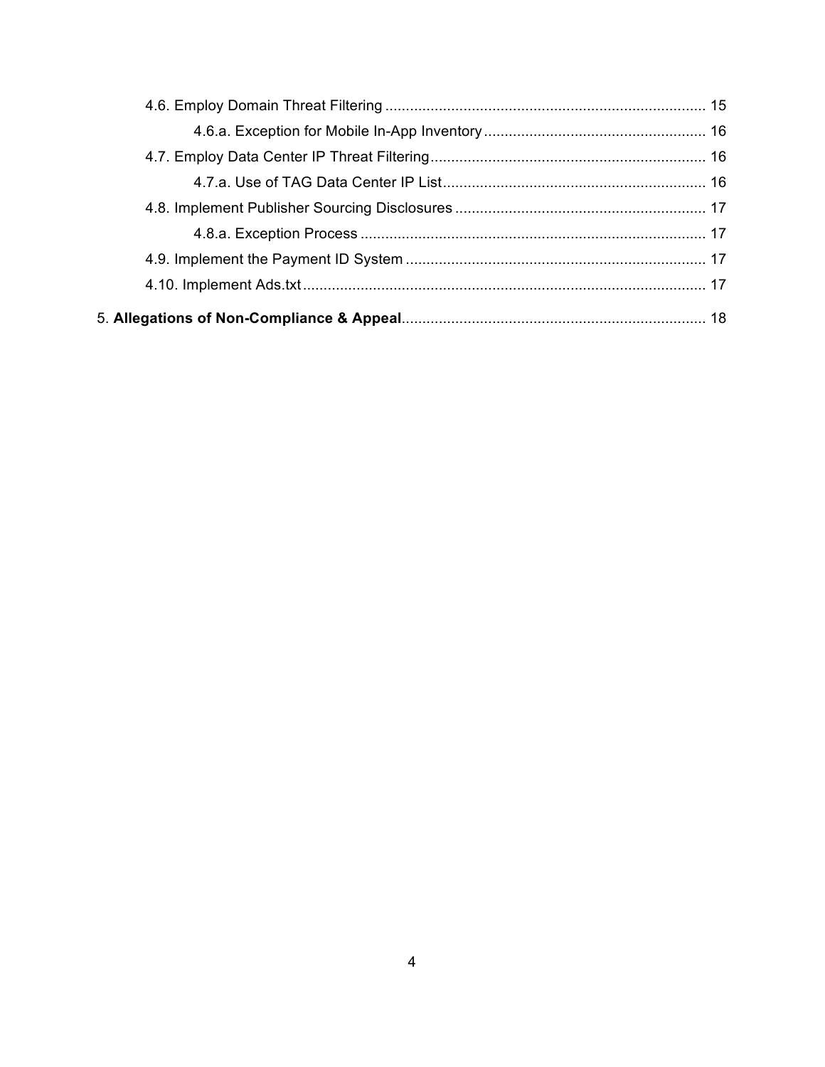- 4.6. Employ Domain Threat Filtering ..... 15
  - 4.6.a. Exception for Mobile In-App Inventory ..... 16
- 4.7. Employ Data Center IP Threat Filtering ..... 16
  - 4.7.a. Use of TAG Data Center IP List ..... 16
- 4.8. Implement Publisher Sourcing Disclosures ..... 17
  - 4.8.a. Exception Process ..... 17
- 4.9. Implement the Payment ID System ..... 17
- 4.10. Implement Ads.txt ..... 17

5. **Allegations of Non-Compliance & Appeal** ..... 18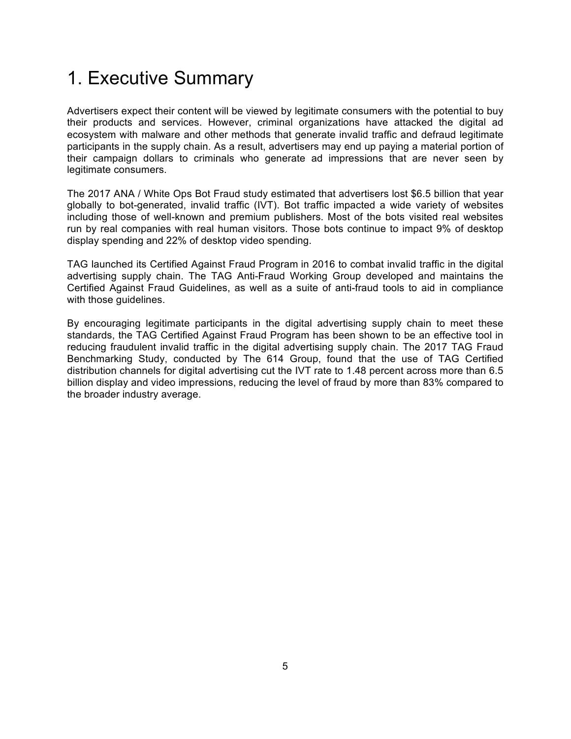# 1. Executive Summary

Advertisers expect their content will be viewed by legitimate consumers with the potential to buy their products and services. However, criminal organizations have attacked the digital ad ecosystem with malware and other methods that generate invalid traffic and defraud legitimate participants in the supply chain. As a result, advertisers may end up paying a material portion of their campaign dollars to criminals who generate ad impressions that are never seen by legitimate consumers.

The 2017 ANA / White Ops Bot Fraud study estimated that advertisers lost $6.5 billion that year globally to bot-generated, invalid traffic (IVT). Bot traffic impacted a wide variety of websites including those of well-known and premium publishers. Most of the bots visited real websites run by real companies with real human visitors. Those bots continue to impact 9% of desktop display spending and 22% of desktop video spending.

TAG launched its Certified Against Fraud Program in 2016 to combat invalid traffic in the digital advertising supply chain. The TAG Anti-Fraud Working Group developed and maintains the Certified Against Fraud Guidelines, as well as a suite of anti-fraud tools to aid in compliance with those guidelines.

By encouraging legitimate participants in the digital advertising supply chain to meet these standards, the TAG Certified Against Fraud Program has been shown to be an effective tool in reducing fraudulent invalid traffic in the digital advertising supply chain. The 2017 TAG Fraud Benchmarking Study, conducted by The 614 Group, found that the use of TAG Certified distribution channels for digital advertising cut the IVT rate to 1.48 percent across more than 6.5 billion display and video impressions, reducing the level of fraud by more than 83% compared to the broader industry average.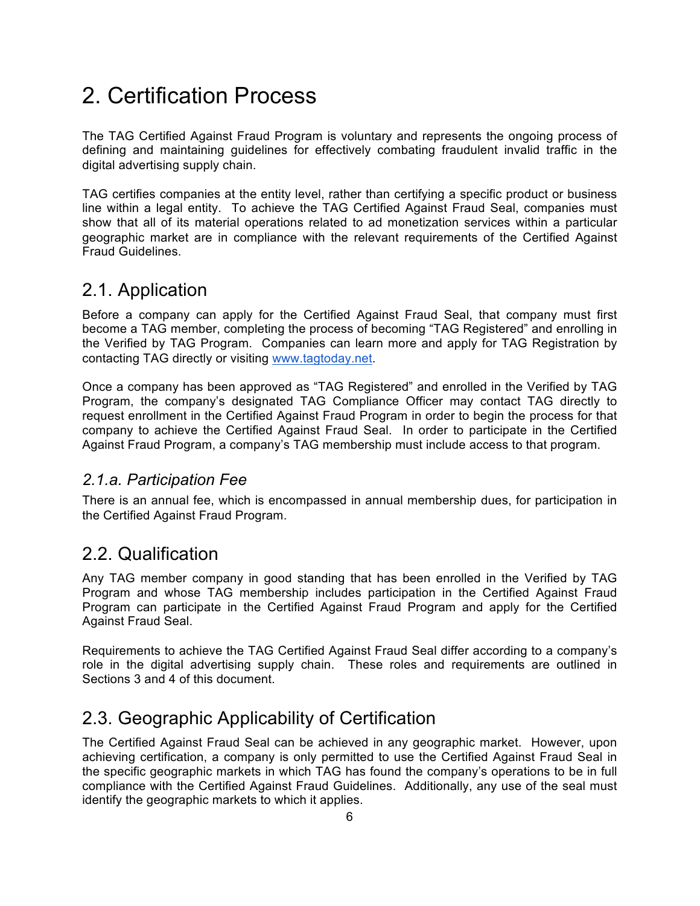# 2. Certification Process

The TAG Certified Against Fraud Program is voluntary and represents the ongoing process of defining and maintaining guidelines for effectively combating fraudulent invalid traffic in the digital advertising supply chain.

TAG certifies companies at the entity level, rather than certifying a specific product or business line within a legal entity. To achieve the TAG Certified Against Fraud Seal, companies must show that all of its material operations related to ad monetization services within a particular geographic market are in compliance with the relevant requirements of the Certified Against Fraud Guidelines.

## 2.1. Application

Before a company can apply for the Certified Against Fraud Seal, that company must first become a TAG member, completing the process of becoming "TAG Registered" and enrolling in the Verified by TAG Program. Companies can learn more and apply for TAG Registration by contacting TAG directly or visiting [www.tagtoday.net](www.tagtoday.net).

Once a company has been approved as "TAG Registered" and enrolled in the Verified by TAG Program, the company's designated TAG Compliance Officer may contact TAG directly to request enrollment in the Certified Against Fraud Program in order to begin the process for that company to achieve the Certified Against Fraud Seal. In order to participate in the Certified Against Fraud Program, a company's TAG membership must include access to that program.

### *2.1.a. Participation Fee*

There is an annual fee, which is encompassed in annual membership dues, for participation in the Certified Against Fraud Program.

## 2.2. Qualification

Any TAG member company in good standing that has been enrolled in the Verified by TAG Program and whose TAG membership includes participation in the Certified Against Fraud Program can participate in the Certified Against Fraud Program and apply for the Certified Against Fraud Seal.

Requirements to achieve the TAG Certified Against Fraud Seal differ according to a company's role in the digital advertising supply chain. These roles and requirements are outlined in Sections 3 and 4 of this document.

## 2.3. Geographic Applicability of Certification

The Certified Against Fraud Seal can be achieved in any geographic market. However, upon achieving certification, a company is only permitted to use the Certified Against Fraud Seal in the specific geographic markets in which TAG has found the company's operations to be in full compliance with the Certified Against Fraud Guidelines. Additionally, any use of the seal must identify the geographic markets to which it applies.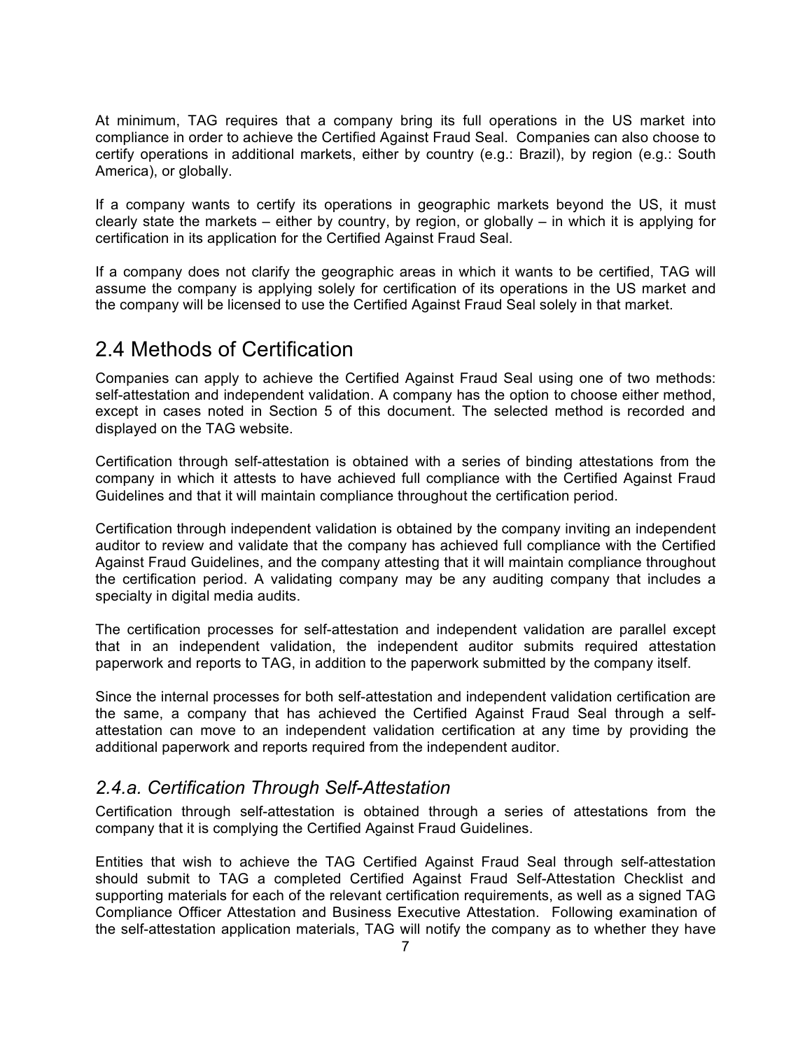At minimum, TAG requires that a company bring its full operations in the US market into compliance in order to achieve the Certified Against Fraud Seal. Companies can also choose to certify operations in additional markets, either by country (e.g.: Brazil), by region (e.g.: South America), or globally.

If a company wants to certify its operations in geographic markets beyond the US, it must clearly state the markets – either by country, by region, or globally – in which it is applying for certification in its application for the Certified Against Fraud Seal.

If a company does not clarify the geographic areas in which it wants to be certified, TAG will assume the company is applying solely for certification of its operations in the US market and the company will be licensed to use the Certified Against Fraud Seal solely in that market.

## 2.4 Methods of Certification

Companies can apply to achieve the Certified Against Fraud Seal using one of two methods: self-attestation and independent validation. A company has the option to choose either method, except in cases noted in Section 5 of this document. The selected method is recorded and displayed on the TAG website.

Certification through self-attestation is obtained with a series of binding attestations from the company in which it attests to have achieved full compliance with the Certified Against Fraud Guidelines and that it will maintain compliance throughout the certification period.

Certification through independent validation is obtained by the company inviting an independent auditor to review and validate that the company has achieved full compliance with the Certified Against Fraud Guidelines, and the company attesting that it will maintain compliance throughout the certification period. A validating company may be any auditing company that includes a specialty in digital media audits.

The certification processes for self-attestation and independent validation are parallel except that in an independent validation, the independent auditor submits required attestation paperwork and reports to TAG, in addition to the paperwork submitted by the company itself.

Since the internal processes for both self-attestation and independent validation certification are the same, a company that has achieved the Certified Against Fraud Seal through a self-attestation can move to an independent validation certification at any time by providing the additional paperwork and reports required from the independent auditor.

### *2.4.a. Certification Through Self-Attestation*

Certification through self-attestation is obtained through a series of attestations from the company that it is complying the Certified Against Fraud Guidelines.

Entities that wish to achieve the TAG Certified Against Fraud Seal through self-attestation should submit to TAG a completed Certified Against Fraud Self-Attestation Checklist and supporting materials for each of the relevant certification requirements, as well as a signed TAG Compliance Officer Attestation and Business Executive Attestation. Following examination of the self-attestation application materials, TAG will notify the company as to whether they have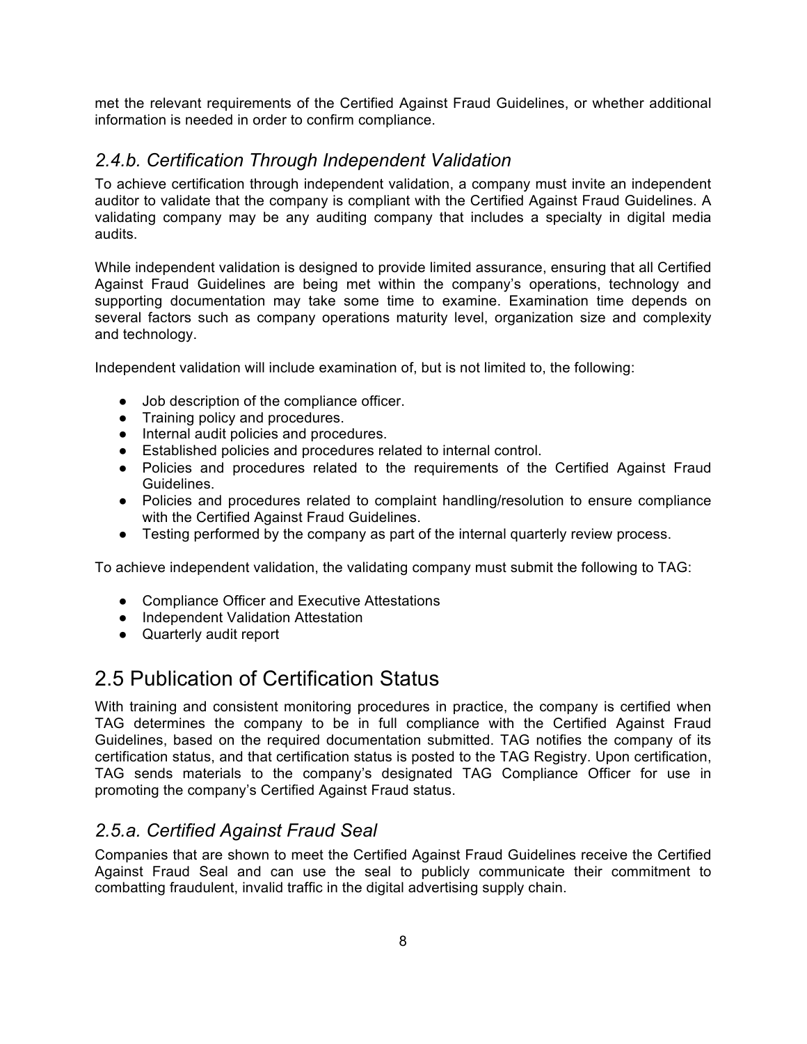met the relevant requirements of the Certified Against Fraud Guidelines, or whether additional information is needed in order to confirm compliance.

### *2.4.b. Certification Through Independent Validation*

To achieve certification through independent validation, a company must invite an independent auditor to validate that the company is compliant with the Certified Against Fraud Guidelines. A validating company may be any auditing company that includes a specialty in digital media audits.

While independent validation is designed to provide limited assurance, ensuring that all Certified Against Fraud Guidelines are being met within the company's operations, technology and supporting documentation may take some time to examine. Examination time depends on several factors such as company operations maturity level, organization size and complexity and technology.

Independent validation will include examination of, but is not limited to, the following:

- Job description of the compliance officer.
- Training policy and procedures.
- Internal audit policies and procedures.
- Established policies and procedures related to internal control.
- Policies and procedures related to the requirements of the Certified Against Fraud Guidelines.
- Policies and procedures related to complaint handling/resolution to ensure compliance with the Certified Against Fraud Guidelines.
- Testing performed by the company as part of the internal quarterly review process.

To achieve independent validation, the validating company must submit the following to TAG:

- Compliance Officer and Executive Attestations
- Independent Validation Attestation
- Quarterly audit report

## 2.5 Publication of Certification Status

With training and consistent monitoring procedures in practice, the company is certified when TAG determines the company to be in full compliance with the Certified Against Fraud Guidelines, based on the required documentation submitted. TAG notifies the company of its certification status, and that certification status is posted to the TAG Registry. Upon certification, TAG sends materials to the company's designated TAG Compliance Officer for use in promoting the company's Certified Against Fraud status.

### *2.5.a. Certified Against Fraud Seal*

Companies that are shown to meet the Certified Against Fraud Guidelines receive the Certified Against Fraud Seal and can use the seal to publicly communicate their commitment to combatting fraudulent, invalid traffic in the digital advertising supply chain.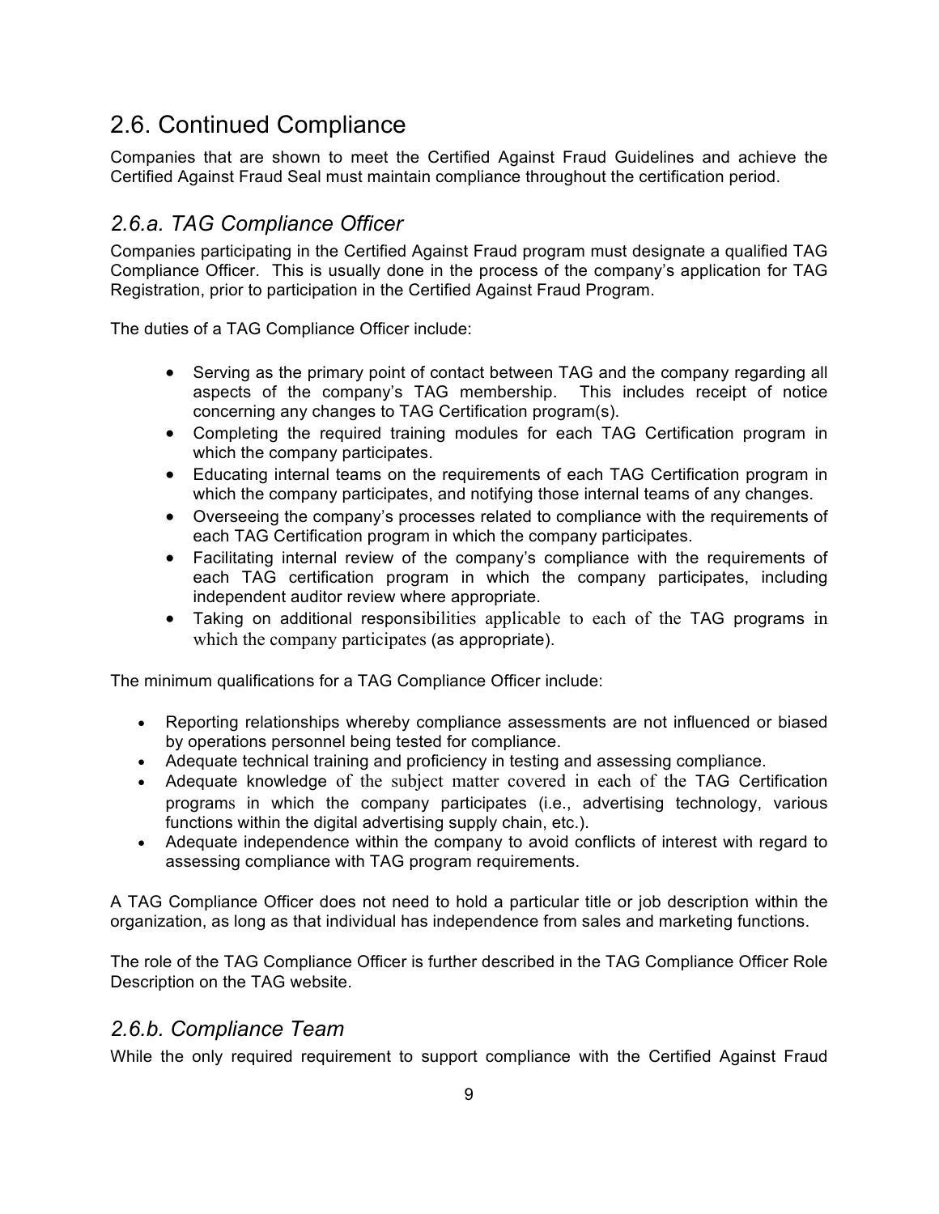## 2.6. Continued Compliance

Companies that are shown to meet the Certified Against Fraud Guidelines and achieve the Certified Against Fraud Seal must maintain compliance throughout the certification period.

### *2.6.a. TAG Compliance Officer*

Companies participating in the Certified Against Fraud program must designate a qualified TAG Compliance Officer. This is usually done in the process of the company's application for TAG Registration, prior to participation in the Certified Against Fraud Program.

The duties of a TAG Compliance Officer include:

- Serving as the primary point of contact between TAG and the company regarding all aspects of the company's TAG membership. This includes receipt of notice concerning any changes to TAG Certification program(s).
- Completing the required training modules for each TAG Certification program in which the company participates.
- Educating internal teams on the requirements of each TAG Certification program in which the company participates, and notifying those internal teams of any changes.
- Overseeing the company's processes related to compliance with the requirements of each TAG Certification program in which the company participates.
- Facilitating internal review of the company's compliance with the requirements of each TAG certification program in which the company participates, including independent auditor review where appropriate.
- Taking on additional responsibilities applicable to each of the TAG programs in which the company participates (as appropriate).

The minimum qualifications for a TAG Compliance Officer include:

- Reporting relationships whereby compliance assessments are not influenced or biased by operations personnel being tested for compliance.
- Adequate technical training and proficiency in testing and assessing compliance.
- Adequate knowledge of the subject matter covered in each of the TAG Certification programs in which the company participates (i.e., advertising technology, various functions within the digital advertising supply chain, etc.).
- Adequate independence within the company to avoid conflicts of interest with regard to assessing compliance with TAG program requirements.

A TAG Compliance Officer does not need to hold a particular title or job description within the organization, as long as that individual has independence from sales and marketing functions.

The role of the TAG Compliance Officer is further described in the TAG Compliance Officer Role Description on the TAG website.

### *2.6.b. Compliance Team*

While the only required requirement to support compliance with the Certified Against Fraud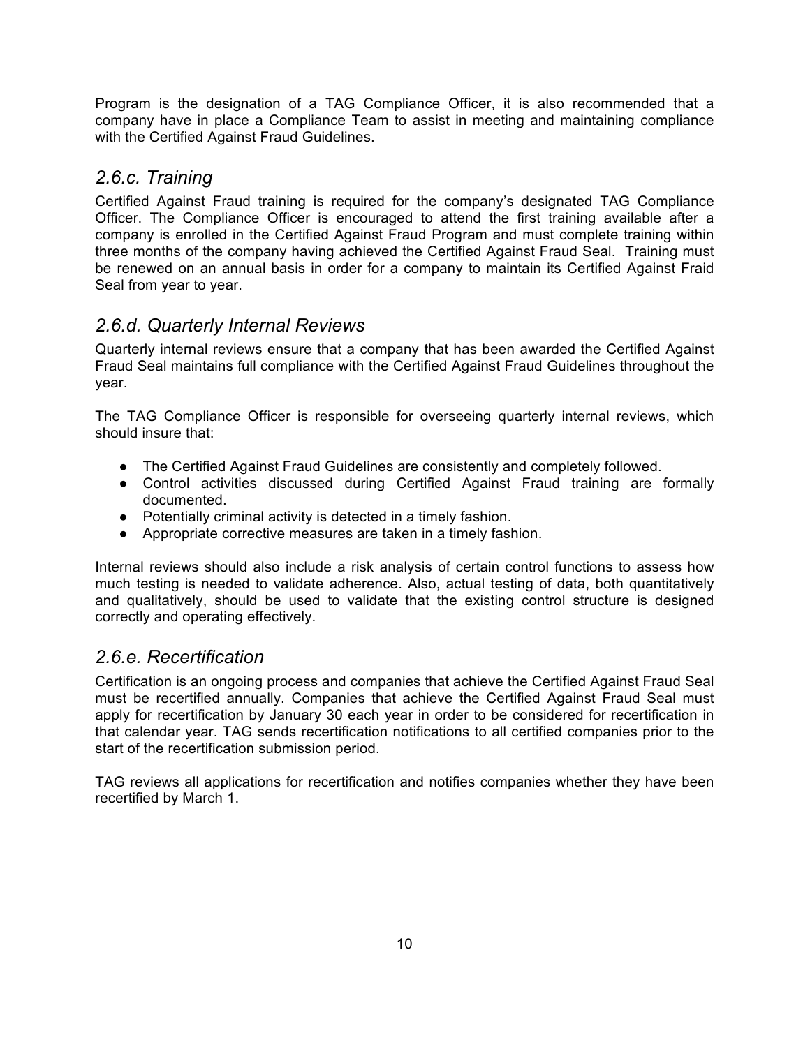Program is the designation of a TAG Compliance Officer, it is also recommended that a company have in place a Compliance Team to assist in meeting and maintaining compliance with the Certified Against Fraud Guidelines.

### *2.6.c. Training*

Certified Against Fraud training is required for the company's designated TAG Compliance Officer. The Compliance Officer is encouraged to attend the first training available after a company is enrolled in the Certified Against Fraud Program and must complete training within three months of the company having achieved the Certified Against Fraud Seal. Training must be renewed on an annual basis in order for a company to maintain its Certified Against Fraid Seal from year to year.

### *2.6.d. Quarterly Internal Reviews*

Quarterly internal reviews ensure that a company that has been awarded the Certified Against Fraud Seal maintains full compliance with the Certified Against Fraud Guidelines throughout the year.

The TAG Compliance Officer is responsible for overseeing quarterly internal reviews, which should insure that:

- The Certified Against Fraud Guidelines are consistently and completely followed.
- Control activities discussed during Certified Against Fraud training are formally documented.
- Potentially criminal activity is detected in a timely fashion.
- Appropriate corrective measures are taken in a timely fashion.

Internal reviews should also include a risk analysis of certain control functions to assess how much testing is needed to validate adherence. Also, actual testing of data, both quantitatively and qualitatively, should be used to validate that the existing control structure is designed correctly and operating effectively.

### *2.6.e. Recertification*

Certification is an ongoing process and companies that achieve the Certified Against Fraud Seal must be recertified annually. Companies that achieve the Certified Against Fraud Seal must apply for recertification by January 30 each year in order to be considered for recertification in that calendar year. TAG sends recertification notifications to all certified companies prior to the start of the recertification submission period.

TAG reviews all applications for recertification and notifies companies whether they have been recertified by March 1.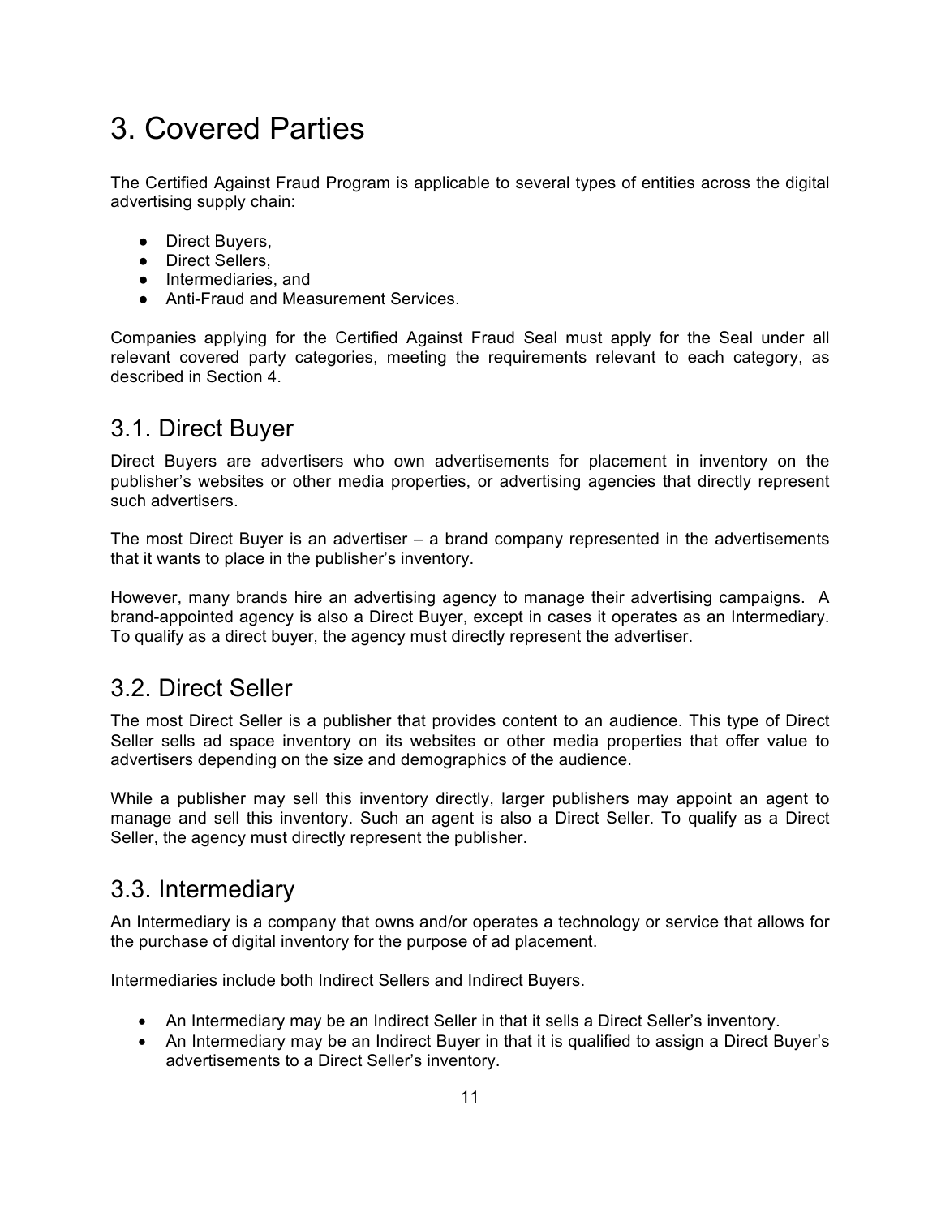# 3. Covered Parties

The Certified Against Fraud Program is applicable to several types of entities across the digital advertising supply chain:

- Direct Buyers,
- Direct Sellers,
- Intermediaries, and
- Anti-Fraud and Measurement Services.

Companies applying for the Certified Against Fraud Seal must apply for the Seal under all relevant covered party categories, meeting the requirements relevant to each category, as described in Section 4.

## 3.1. Direct Buyer

Direct Buyers are advertisers who own advertisements for placement in inventory on the publisher's websites or other media properties, or advertising agencies that directly represent such advertisers.

The most Direct Buyer is an advertiser – a brand company represented in the advertisements that it wants to place in the publisher's inventory.

However, many brands hire an advertising agency to manage their advertising campaigns. A brand-appointed agency is also a Direct Buyer, except in cases it operates as an Intermediary. To qualify as a direct buyer, the agency must directly represent the advertiser.

## 3.2. Direct Seller

The most Direct Seller is a publisher that provides content to an audience. This type of Direct Seller sells ad space inventory on its websites or other media properties that offer value to advertisers depending on the size and demographics of the audience.

While a publisher may sell this inventory directly, larger publishers may appoint an agent to manage and sell this inventory. Such an agent is also a Direct Seller. To qualify as a Direct Seller, the agency must directly represent the publisher.

## 3.3. Intermediary

An Intermediary is a company that owns and/or operates a technology or service that allows for the purchase of digital inventory for the purpose of ad placement.

Intermediaries include both Indirect Sellers and Indirect Buyers.

- An Intermediary may be an Indirect Seller in that it sells a Direct Seller's inventory.
- An Intermediary may be an Indirect Buyer in that it is qualified to assign a Direct Buyer's advertisements to a Direct Seller's inventory.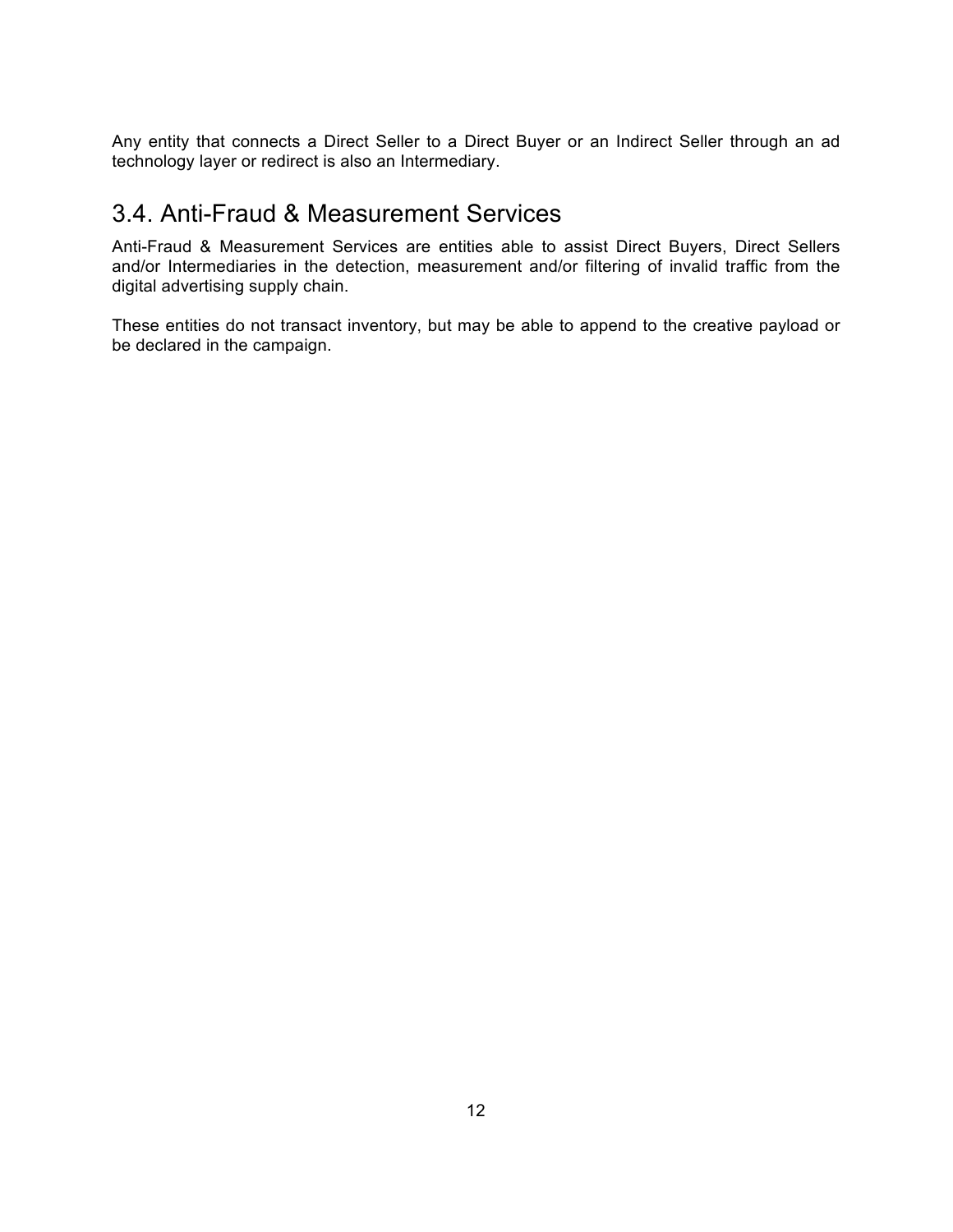Any entity that connects a Direct Seller to a Direct Buyer or an Indirect Seller through an ad technology layer or redirect is also an Intermediary.

## 3.4. Anti-Fraud & Measurement Services

Anti-Fraud & Measurement Services are entities able to assist Direct Buyers, Direct Sellers and/or Intermediaries in the detection, measurement and/or filtering of invalid traffic from the digital advertising supply chain.

These entities do not transact inventory, but may be able to append to the creative payload or be declared in the campaign.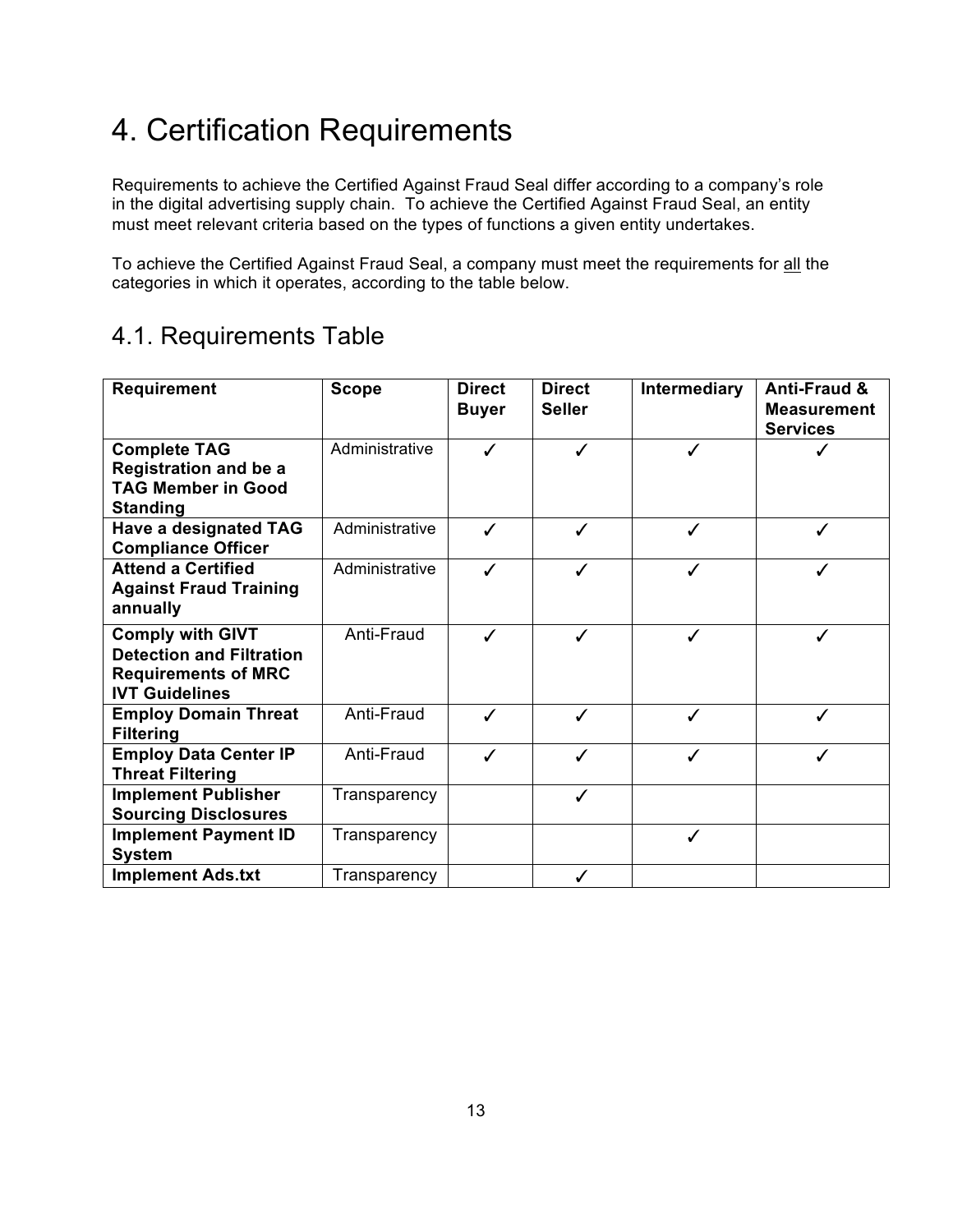# 4. Certification Requirements

Requirements to achieve the Certified Against Fraud Seal differ according to a company's role in the digital advertising supply chain. To achieve the Certified Against Fraud Seal, an entity must meet relevant criteria based on the types of functions a given entity undertakes.

To achieve the Certified Against Fraud Seal, a company must meet the requirements for <u>all</u> the categories in which it operates, according to the table below.

## 4.1. Requirements Table

| Requirement | Scope | Direct Buyer | Direct Seller | Intermediary | Anti-Fraud & Measurement Services |
|---|---|---|---|---|---|
| **Complete TAG Registration and be a TAG Member in Good Standing** | Administrative | ✓ | ✓ | ✓ | ✓ |
| **Have a designated TAG Compliance Officer** | Administrative | ✓ | ✓ | ✓ | ✓ |
| **Attend a Certified Against Fraud Training annually** | Administrative | ✓ | ✓ | ✓ | ✓ |
| **Comply with GIVT Detection and Filtration Requirements of MRC IVT Guidelines** | Anti-Fraud | ✓ | ✓ | ✓ | ✓ |
| **Employ Domain Threat Filtering** | Anti-Fraud | ✓ | ✓ | ✓ | ✓ |
| **Employ Data Center IP Threat Filtering** | Anti-Fraud | ✓ | ✓ | ✓ | ✓ |
| **Implement Publisher Sourcing Disclosures** | Transparency | | ✓ | | |
| **Implement Payment ID System** | Transparency | | | ✓ | |
| **Implement Ads.txt** | Transparency | | ✓ | | |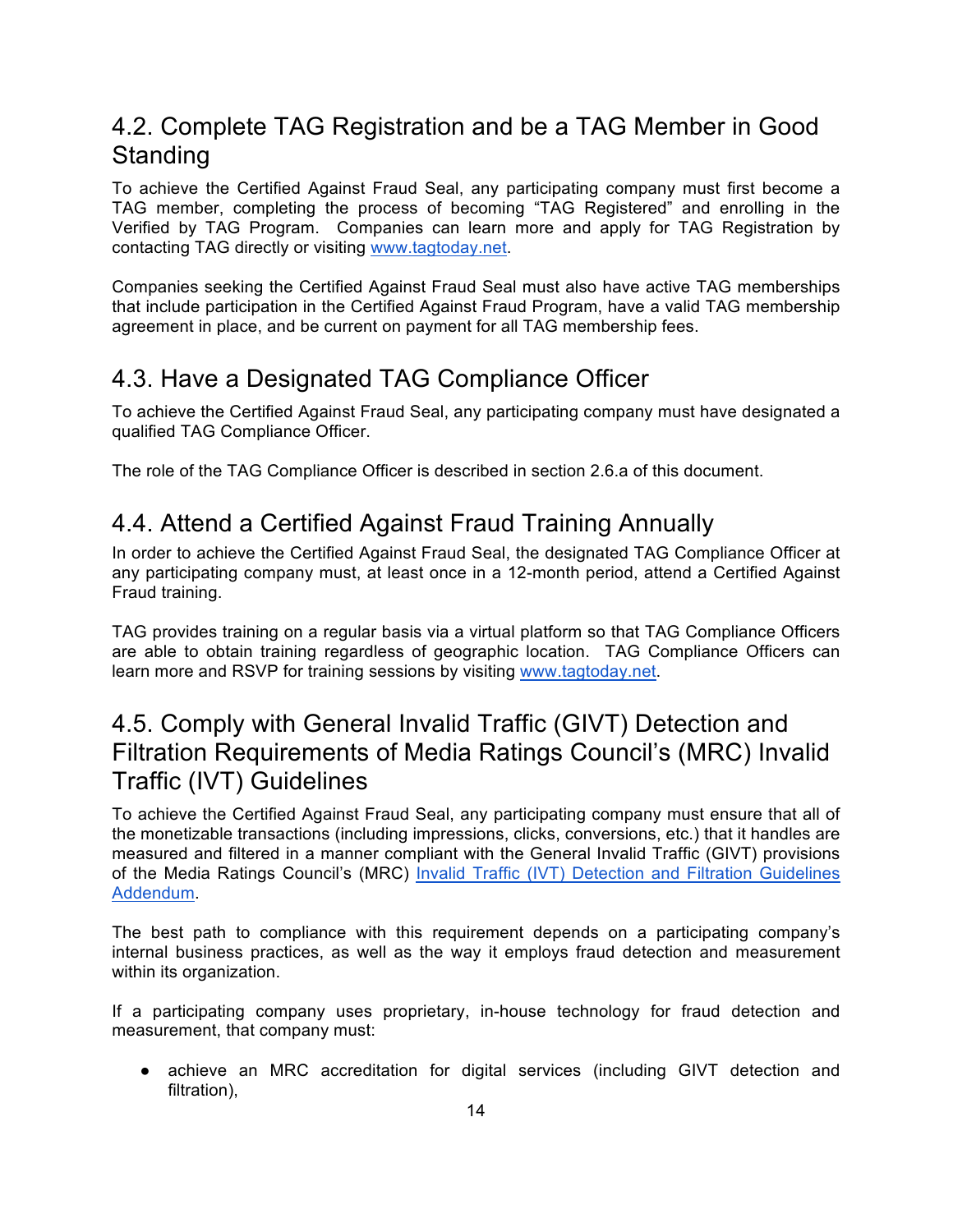## 4.2. Complete TAG Registration and be a TAG Member in Good Standing

To achieve the Certified Against Fraud Seal, any participating company must first become a TAG member, completing the process of becoming "TAG Registered" and enrolling in the Verified by TAG Program. Companies can learn more and apply for TAG Registration by contacting TAG directly or visiting [www.tagtoday.net](www.tagtoday.net).

Companies seeking the Certified Against Fraud Seal must also have active TAG memberships that include participation in the Certified Against Fraud Program, have a valid TAG membership agreement in place, and be current on payment for all TAG membership fees.

## 4.3. Have a Designated TAG Compliance Officer

To achieve the Certified Against Fraud Seal, any participating company must have designated a qualified TAG Compliance Officer.

The role of the TAG Compliance Officer is described in section 2.6.a of this document.

## 4.4. Attend a Certified Against Fraud Training Annually

In order to achieve the Certified Against Fraud Seal, the designated TAG Compliance Officer at any participating company must, at least once in a 12-month period, attend a Certified Against Fraud training.

TAG provides training on a regular basis via a virtual platform so that TAG Compliance Officers are able to obtain training regardless of geographic location. TAG Compliance Officers can learn more and RSVP for training sessions by visiting [www.tagtoday.net](www.tagtoday.net).

## 4.5. Comply with General Invalid Traffic (GIVT) Detection and Filtration Requirements of Media Ratings Council's (MRC) Invalid Traffic (IVT) Guidelines

To achieve the Certified Against Fraud Seal, any participating company must ensure that all of the monetizable transactions (including impressions, clicks, conversions, etc.) that it handles are measured and filtered in a manner compliant with the General Invalid Traffic (GIVT) provisions of the Media Ratings Council's (MRC) Invalid Traffic (IVT) Detection and Filtration Guidelines Addendum.

The best path to compliance with this requirement depends on a participating company's internal business practices, as well as the way it employs fraud detection and measurement within its organization.

If a participating company uses proprietary, in-house technology for fraud detection and measurement, that company must:

- achieve an MRC accreditation for digital services (including GIVT detection and filtration),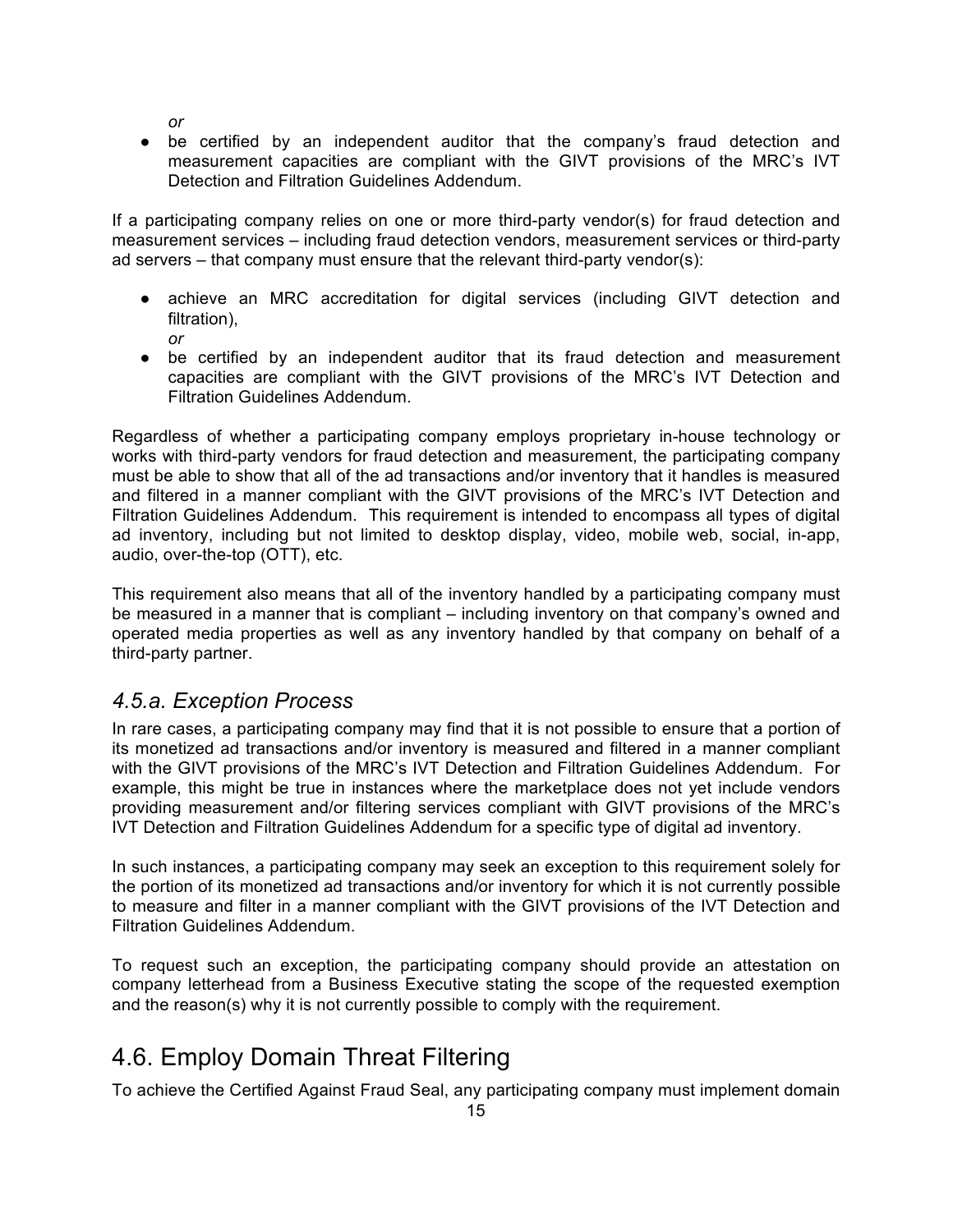*or*

- be certified by an independent auditor that the company's fraud detection and measurement capacities are compliant with the GIVT provisions of the MRC's IVT Detection and Filtration Guidelines Addendum.

If a participating company relies on one or more third-party vendor(s) for fraud detection and measurement services – including fraud detection vendors, measurement services or third-party ad servers – that company must ensure that the relevant third-party vendor(s):

- achieve an MRC accreditation for digital services (including GIVT detection and filtration),
  *or*
- be certified by an independent auditor that its fraud detection and measurement capacities are compliant with the GIVT provisions of the MRC's IVT Detection and Filtration Guidelines Addendum.

Regardless of whether a participating company employs proprietary in-house technology or works with third-party vendors for fraud detection and measurement, the participating company must be able to show that all of the ad transactions and/or inventory that it handles is measured and filtered in a manner compliant with the GIVT provisions of the MRC's IVT Detection and Filtration Guidelines Addendum. This requirement is intended to encompass all types of digital ad inventory, including but not limited to desktop display, video, mobile web, social, in-app, audio, over-the-top (OTT), etc.

This requirement also means that all of the inventory handled by a participating company must be measured in a manner that is compliant – including inventory on that company's owned and operated media properties as well as any inventory handled by that company on behalf of a third-party partner.

### *4.5.a. Exception Process*

In rare cases, a participating company may find that it is not possible to ensure that a portion of its monetized ad transactions and/or inventory is measured and filtered in a manner compliant with the GIVT provisions of the MRC's IVT Detection and Filtration Guidelines Addendum. For example, this might be true in instances where the marketplace does not yet include vendors providing measurement and/or filtering services compliant with GIVT provisions of the MRC's IVT Detection and Filtration Guidelines Addendum for a specific type of digital ad inventory.

In such instances, a participating company may seek an exception to this requirement solely for the portion of its monetized ad transactions and/or inventory for which it is not currently possible to measure and filter in a manner compliant with the GIVT provisions of the IVT Detection and Filtration Guidelines Addendum.

To request such an exception, the participating company should provide an attestation on company letterhead from a Business Executive stating the scope of the requested exemption and the reason(s) why it is not currently possible to comply with the requirement.

## 4.6. Employ Domain Threat Filtering

To achieve the Certified Against Fraud Seal, any participating company must implement domain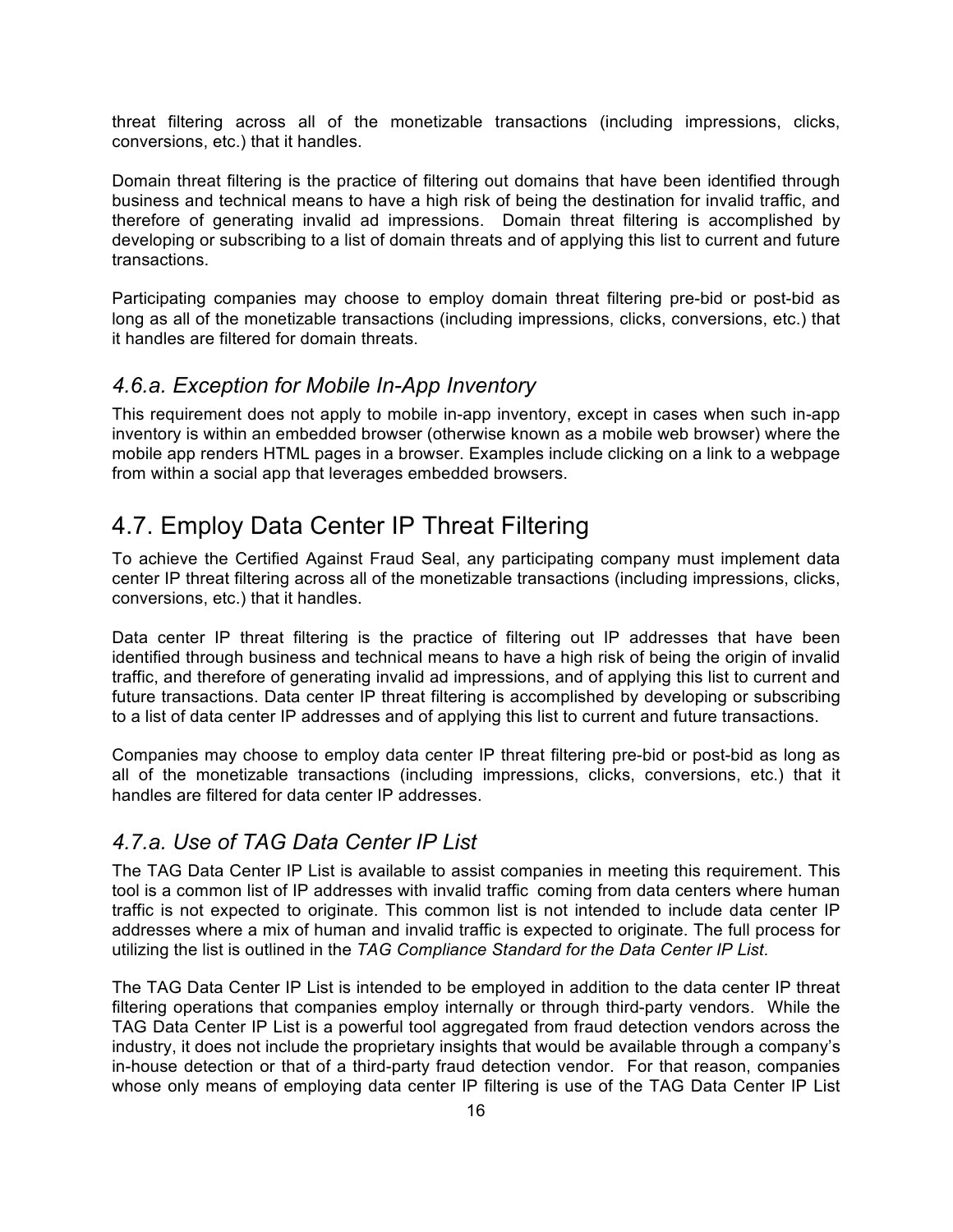threat filtering across all of the monetizable transactions (including impressions, clicks, conversions, etc.) that it handles.

Domain threat filtering is the practice of filtering out domains that have been identified through business and technical means to have a high risk of being the destination for invalid traffic, and therefore of generating invalid ad impressions. Domain threat filtering is accomplished by developing or subscribing to a list of domain threats and of applying this list to current and future transactions.

Participating companies may choose to employ domain threat filtering pre-bid or post-bid as long as all of the monetizable transactions (including impressions, clicks, conversions, etc.) that it handles are filtered for domain threats.

### *4.6.a. Exception for Mobile In-App Inventory*

This requirement does not apply to mobile in-app inventory, except in cases when such in-app inventory is within an embedded browser (otherwise known as a mobile web browser) where the mobile app renders HTML pages in a browser. Examples include clicking on a link to a webpage from within a social app that leverages embedded browsers.

## 4.7. Employ Data Center IP Threat Filtering

To achieve the Certified Against Fraud Seal, any participating company must implement data center IP threat filtering across all of the monetizable transactions (including impressions, clicks, conversions, etc.) that it handles.

Data center IP threat filtering is the practice of filtering out IP addresses that have been identified through business and technical means to have a high risk of being the origin of invalid traffic, and therefore of generating invalid ad impressions, and of applying this list to current and future transactions. Data center IP threat filtering is accomplished by developing or subscribing to a list of data center IP addresses and of applying this list to current and future transactions.

Companies may choose to employ data center IP threat filtering pre-bid or post-bid as long as all of the monetizable transactions (including impressions, clicks, conversions, etc.) that it handles are filtered for data center IP addresses.

### *4.7.a. Use of TAG Data Center IP List*

The TAG Data Center IP List is available to assist companies in meeting this requirement. This tool is a common list of IP addresses with invalid traffic coming from data centers where human traffic is not expected to originate. This common list is not intended to include data center IP addresses where a mix of human and invalid traffic is expected to originate. The full process for utilizing the list is outlined in the *TAG Compliance Standard for the Data Center IP List*.

The TAG Data Center IP List is intended to be employed in addition to the data center IP threat filtering operations that companies employ internally or through third-party vendors. While the TAG Data Center IP List is a powerful tool aggregated from fraud detection vendors across the industry, it does not include the proprietary insights that would be available through a company's in-house detection or that of a third-party fraud detection vendor. For that reason, companies whose only means of employing data center IP filtering is use of the TAG Data Center IP List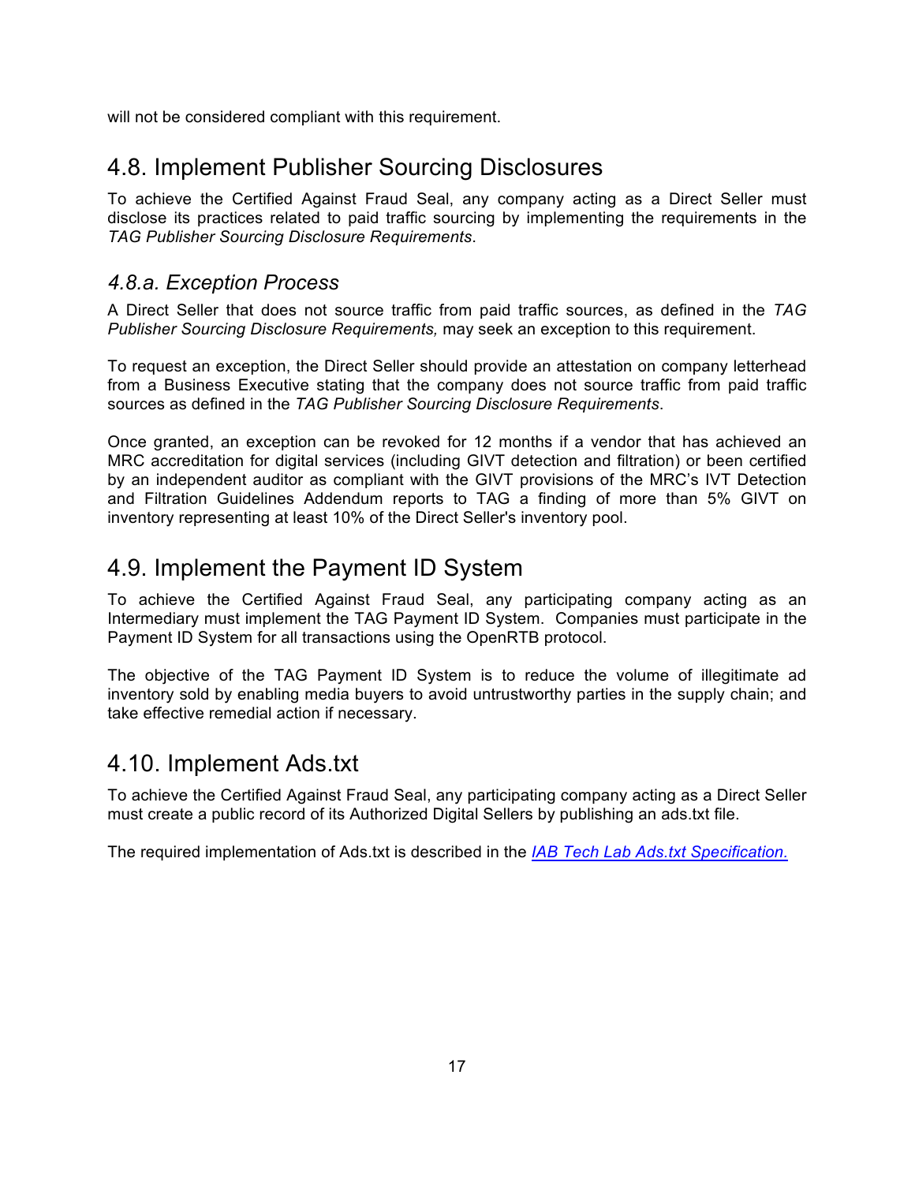will not be considered compliant with this requirement.

## 4.8. Implement Publisher Sourcing Disclosures

To achieve the Certified Against Fraud Seal, any company acting as a Direct Seller must disclose its practices related to paid traffic sourcing by implementing the requirements in the *TAG Publisher Sourcing Disclosure Requirements*.

### *4.8.a. Exception Process*

A Direct Seller that does not source traffic from paid traffic sources, as defined in the *TAG Publisher Sourcing Disclosure Requirements,* may seek an exception to this requirement.

To request an exception, the Direct Seller should provide an attestation on company letterhead from a Business Executive stating that the company does not source traffic from paid traffic sources as defined in the *TAG Publisher Sourcing Disclosure Requirements*.

Once granted, an exception can be revoked for 12 months if a vendor that has achieved an MRC accreditation for digital services (including GIVT detection and filtration) or been certified by an independent auditor as compliant with the GIVT provisions of the MRC's IVT Detection and Filtration Guidelines Addendum reports to TAG a finding of more than 5% GIVT on inventory representing at least 10% of the Direct Seller's inventory pool.

## 4.9. Implement the Payment ID System

To achieve the Certified Against Fraud Seal, any participating company acting as an Intermediary must implement the TAG Payment ID System. Companies must participate in the Payment ID System for all transactions using the OpenRTB protocol.

The objective of the TAG Payment ID System is to reduce the volume of illegitimate ad inventory sold by enabling media buyers to avoid untrustworthy parties in the supply chain; and take effective remedial action if necessary.

## 4.10. Implement Ads.txt

To achieve the Certified Against Fraud Seal, any participating company acting as a Direct Seller must create a public record of its Authorized Digital Sellers by publishing an ads.txt file.

The required implementation of Ads.txt is described in the *IAB Tech Lab Ads.txt Specification.*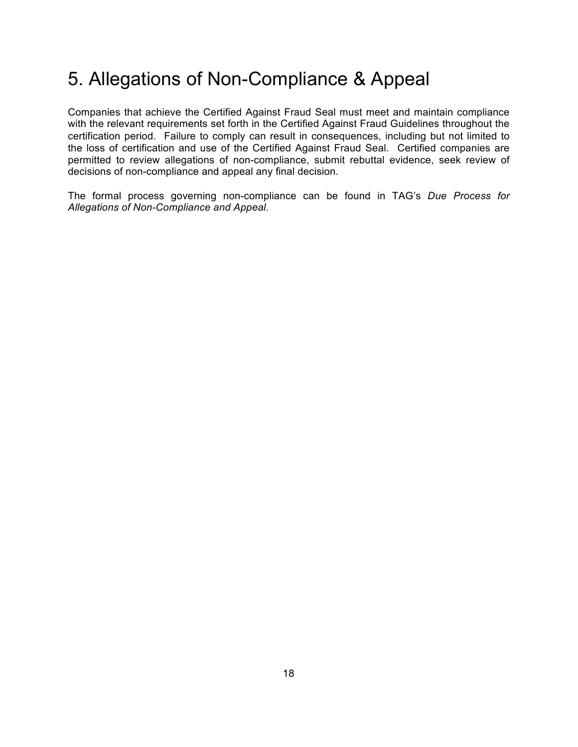# 5. Allegations of Non-Compliance & Appeal

Companies that achieve the Certified Against Fraud Seal must meet and maintain compliance with the relevant requirements set forth in the Certified Against Fraud Guidelines throughout the certification period. Failure to comply can result in consequences, including but not limited to the loss of certification and use of the Certified Against Fraud Seal. Certified companies are permitted to review allegations of non-compliance, submit rebuttal evidence, seek review of decisions of non-compliance and appeal any final decision.

The formal process governing non-compliance can be found in TAG's *Due Process for Allegations of Non-Compliance and Appeal*.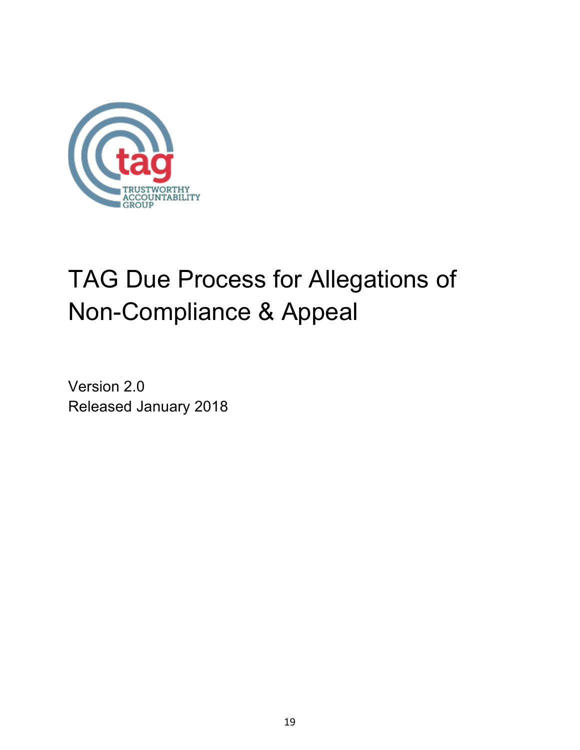TRUSTWORTHY ACCOUNTABILITY GROUP

# TAG Due Process for Allegations of Non-Compliance & Appeal

Version 2.0
Released January 2018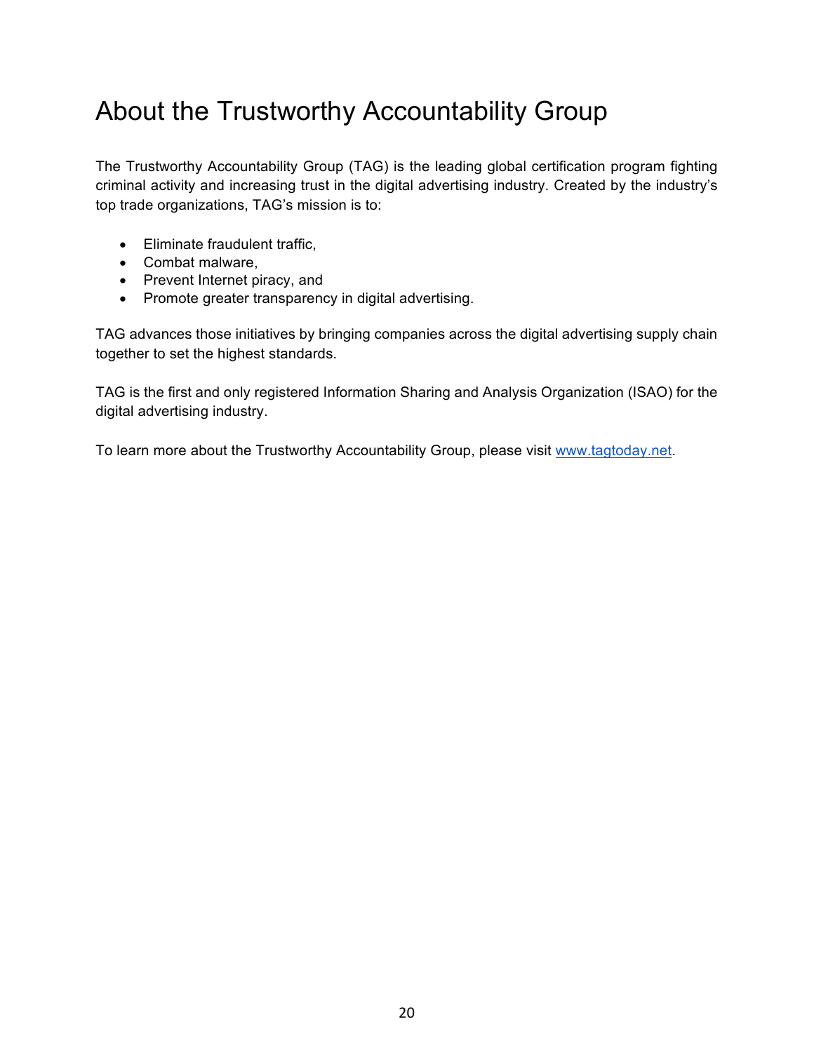# About the Trustworthy Accountability Group

The Trustworthy Accountability Group (TAG) is the leading global certification program fighting criminal activity and increasing trust in the digital advertising industry. Created by the industry's top trade organizations, TAG's mission is to:

- Eliminate fraudulent traffic,
- Combat malware,
- Prevent Internet piracy, and
- Promote greater transparency in digital advertising.

TAG advances those initiatives by bringing companies across the digital advertising supply chain together to set the highest standards.

TAG is the first and only registered Information Sharing and Analysis Organization (ISAO) for the digital advertising industry.

To learn more about the Trustworthy Accountability Group, please visit [www.tagtoday.net](http://www.tagtoday.net).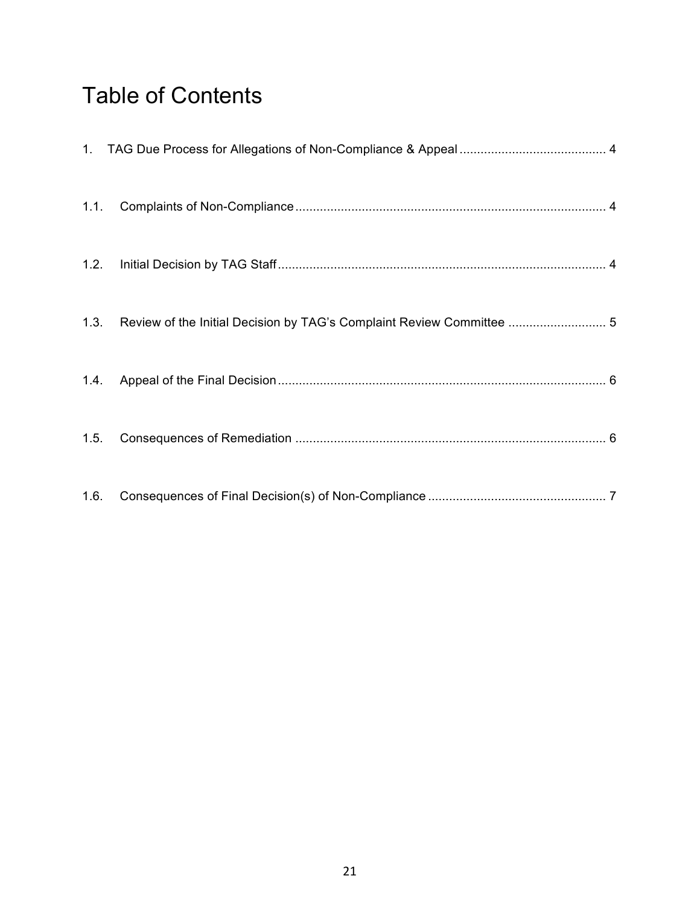# Table of Contents

1. TAG Due Process for Allegations of Non-Compliance & Appeal .......................................... 4

1.1. Complaints of Non-Compliance ......................................................................................... 4

1.2. Initial Decision by TAG Staff .............................................................................................. 4

1.3. Review of the Initial Decision by TAG's Complaint Review Committee ............................ 5

1.4. Appeal of the Final Decision .............................................................................................. 6

1.5. Consequences of Remediation ......................................................................................... 6

1.6. Consequences of Final Decision(s) of Non-Compliance .................................................. 7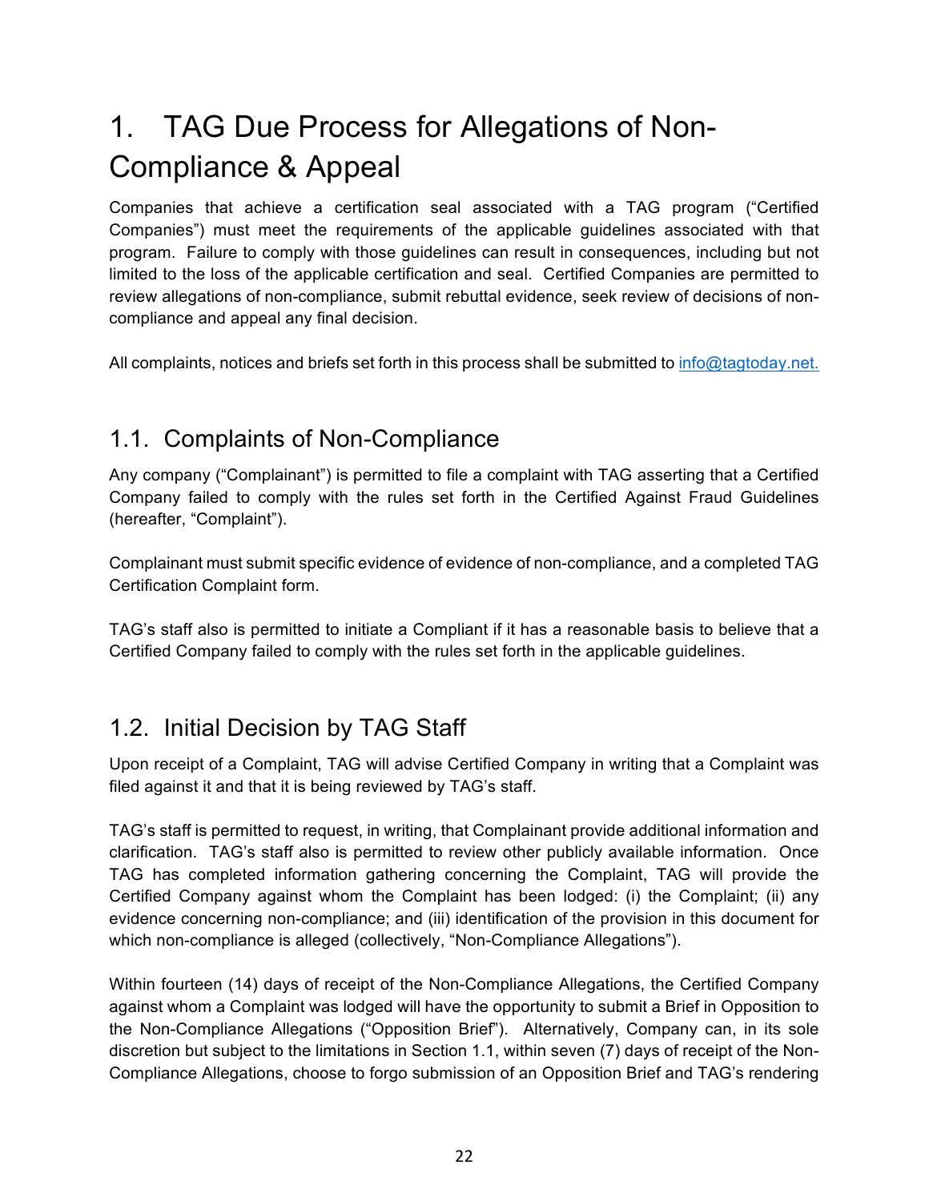# 1. TAG Due Process for Allegations of Non-Compliance & Appeal

Companies that achieve a certification seal associated with a TAG program ("Certified Companies") must meet the requirements of the applicable guidelines associated with that program. Failure to comply with those guidelines can result in consequences, including but not limited to the loss of the applicable certification and seal. Certified Companies are permitted to review allegations of non-compliance, submit rebuttal evidence, seek review of decisions of non-compliance and appeal any final decision.

All complaints, notices and briefs set forth in this process shall be submitted to info@tagtoday.net.

## 1.1. Complaints of Non-Compliance

Any company ("Complainant") is permitted to file a complaint with TAG asserting that a Certified Company failed to comply with the rules set forth in the Certified Against Fraud Guidelines (hereafter, "Complaint").

Complainant must submit specific evidence of evidence of non-compliance, and a completed TAG Certification Complaint form.

TAG's staff also is permitted to initiate a Compliant if it has a reasonable basis to believe that a Certified Company failed to comply with the rules set forth in the applicable guidelines.

## 1.2. Initial Decision by TAG Staff

Upon receipt of a Complaint, TAG will advise Certified Company in writing that a Complaint was filed against it and that it is being reviewed by TAG's staff.

TAG's staff is permitted to request, in writing, that Complainant provide additional information and clarification. TAG's staff also is permitted to review other publicly available information. Once TAG has completed information gathering concerning the Complaint, TAG will provide the Certified Company against whom the Complaint has been lodged: (i) the Complaint; (ii) any evidence concerning non-compliance; and (iii) identification of the provision in this document for which non-compliance is alleged (collectively, "Non-Compliance Allegations").

Within fourteen (14) days of receipt of the Non-Compliance Allegations, the Certified Company against whom a Complaint was lodged will have the opportunity to submit a Brief in Opposition to the Non-Compliance Allegations ("Opposition Brief"). Alternatively, Company can, in its sole discretion but subject to the limitations in Section 1.1, within seven (7) days of receipt of the Non-Compliance Allegations, choose to forgo submission of an Opposition Brief and TAG's rendering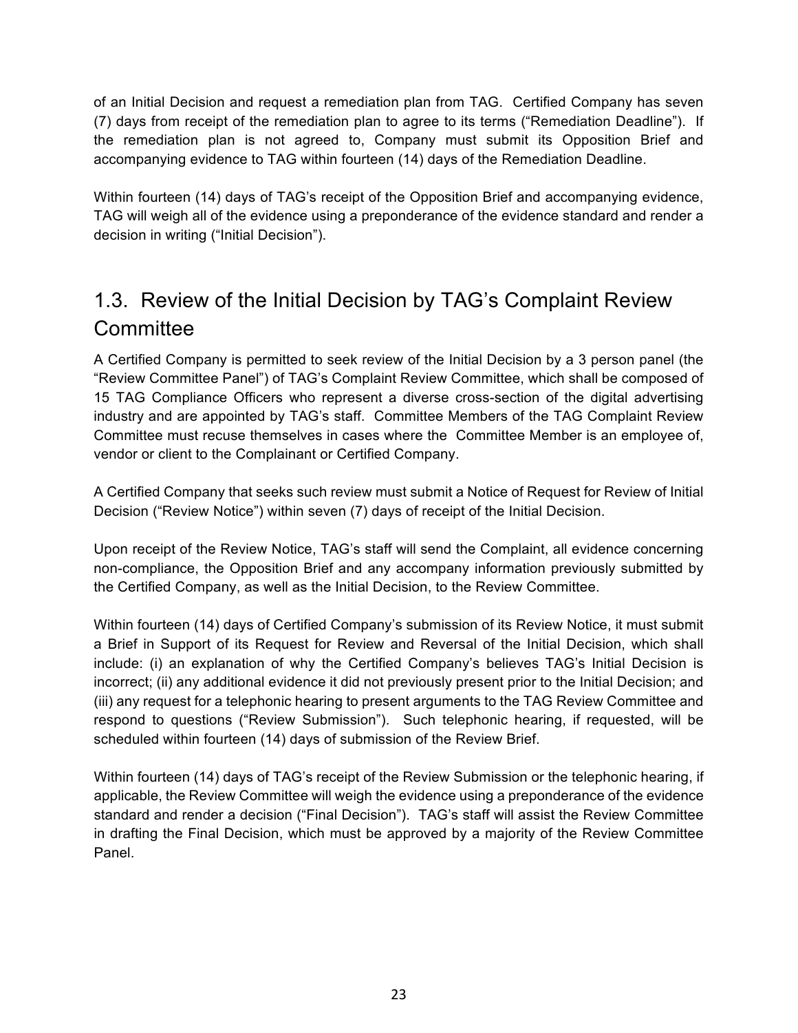of an Initial Decision and request a remediation plan from TAG. Certified Company has seven (7) days from receipt of the remediation plan to agree to its terms ("Remediation Deadline"). If the remediation plan is not agreed to, Company must submit its Opposition Brief and accompanying evidence to TAG within fourteen (14) days of the Remediation Deadline.

Within fourteen (14) days of TAG's receipt of the Opposition Brief and accompanying evidence, TAG will weigh all of the evidence using a preponderance of the evidence standard and render a decision in writing ("Initial Decision").

## 1.3. Review of the Initial Decision by TAG's Complaint Review Committee

A Certified Company is permitted to seek review of the Initial Decision by a 3 person panel (the "Review Committee Panel") of TAG's Complaint Review Committee, which shall be composed of 15 TAG Compliance Officers who represent a diverse cross-section of the digital advertising industry and are appointed by TAG's staff. Committee Members of the TAG Complaint Review Committee must recuse themselves in cases where the Committee Member is an employee of, vendor or client to the Complainant or Certified Company.

A Certified Company that seeks such review must submit a Notice of Request for Review of Initial Decision ("Review Notice") within seven (7) days of receipt of the Initial Decision.

Upon receipt of the Review Notice, TAG's staff will send the Complaint, all evidence concerning non-compliance, the Opposition Brief and any accompany information previously submitted by the Certified Company, as well as the Initial Decision, to the Review Committee.

Within fourteen (14) days of Certified Company's submission of its Review Notice, it must submit a Brief in Support of its Request for Review and Reversal of the Initial Decision, which shall include: (i) an explanation of why the Certified Company's believes TAG's Initial Decision is incorrect; (ii) any additional evidence it did not previously present prior to the Initial Decision; and (iii) any request for a telephonic hearing to present arguments to the TAG Review Committee and respond to questions ("Review Submission"). Such telephonic hearing, if requested, will be scheduled within fourteen (14) days of submission of the Review Brief.

Within fourteen (14) days of TAG's receipt of the Review Submission or the telephonic hearing, if applicable, the Review Committee will weigh the evidence using a preponderance of the evidence standard and render a decision ("Final Decision"). TAG's staff will assist the Review Committee in drafting the Final Decision, which must be approved by a majority of the Review Committee Panel.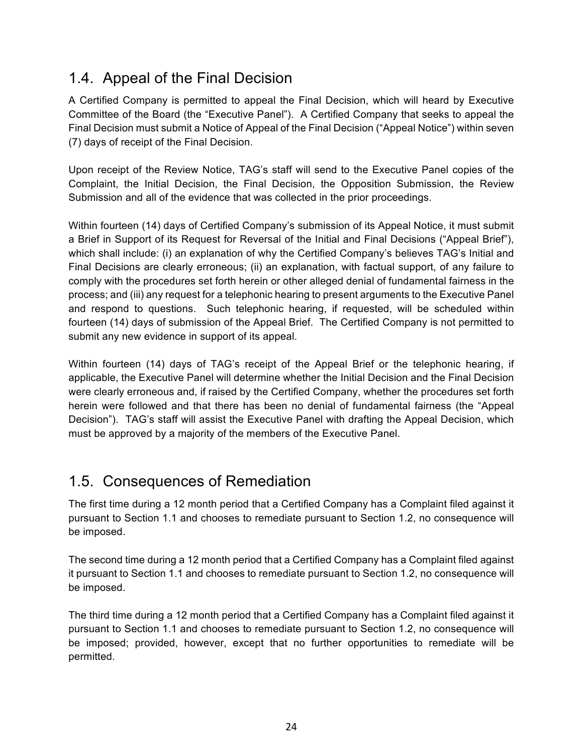## 1.4. Appeal of the Final Decision

A Certified Company is permitted to appeal the Final Decision, which will heard by Executive Committee of the Board (the "Executive Panel"). A Certified Company that seeks to appeal the Final Decision must submit a Notice of Appeal of the Final Decision ("Appeal Notice") within seven (7) days of receipt of the Final Decision.

Upon receipt of the Review Notice, TAG's staff will send to the Executive Panel copies of the Complaint, the Initial Decision, the Final Decision, the Opposition Submission, the Review Submission and all of the evidence that was collected in the prior proceedings.

Within fourteen (14) days of Certified Company's submission of its Appeal Notice, it must submit a Brief in Support of its Request for Reversal of the Initial and Final Decisions ("Appeal Brief"), which shall include: (i) an explanation of why the Certified Company's believes TAG's Initial and Final Decisions are clearly erroneous; (ii) an explanation, with factual support, of any failure to comply with the procedures set forth herein or other alleged denial of fundamental fairness in the process; and (iii) any request for a telephonic hearing to present arguments to the Executive Panel and respond to questions. Such telephonic hearing, if requested, will be scheduled within fourteen (14) days of submission of the Appeal Brief. The Certified Company is not permitted to submit any new evidence in support of its appeal.

Within fourteen (14) days of TAG's receipt of the Appeal Brief or the telephonic hearing, if applicable, the Executive Panel will determine whether the Initial Decision and the Final Decision were clearly erroneous and, if raised by the Certified Company, whether the procedures set forth herein were followed and that there has been no denial of fundamental fairness (the "Appeal Decision"). TAG's staff will assist the Executive Panel with drafting the Appeal Decision, which must be approved by a majority of the members of the Executive Panel.

## 1.5. Consequences of Remediation

The first time during a 12 month period that a Certified Company has a Complaint filed against it pursuant to Section 1.1 and chooses to remediate pursuant to Section 1.2, no consequence will be imposed.

The second time during a 12 month period that a Certified Company has a Complaint filed against it pursuant to Section 1.1 and chooses to remediate pursuant to Section 1.2, no consequence will be imposed.

The third time during a 12 month period that a Certified Company has a Complaint filed against it pursuant to Section 1.1 and chooses to remediate pursuant to Section 1.2, no consequence will be imposed; provided, however, except that no further opportunities to remediate will be permitted.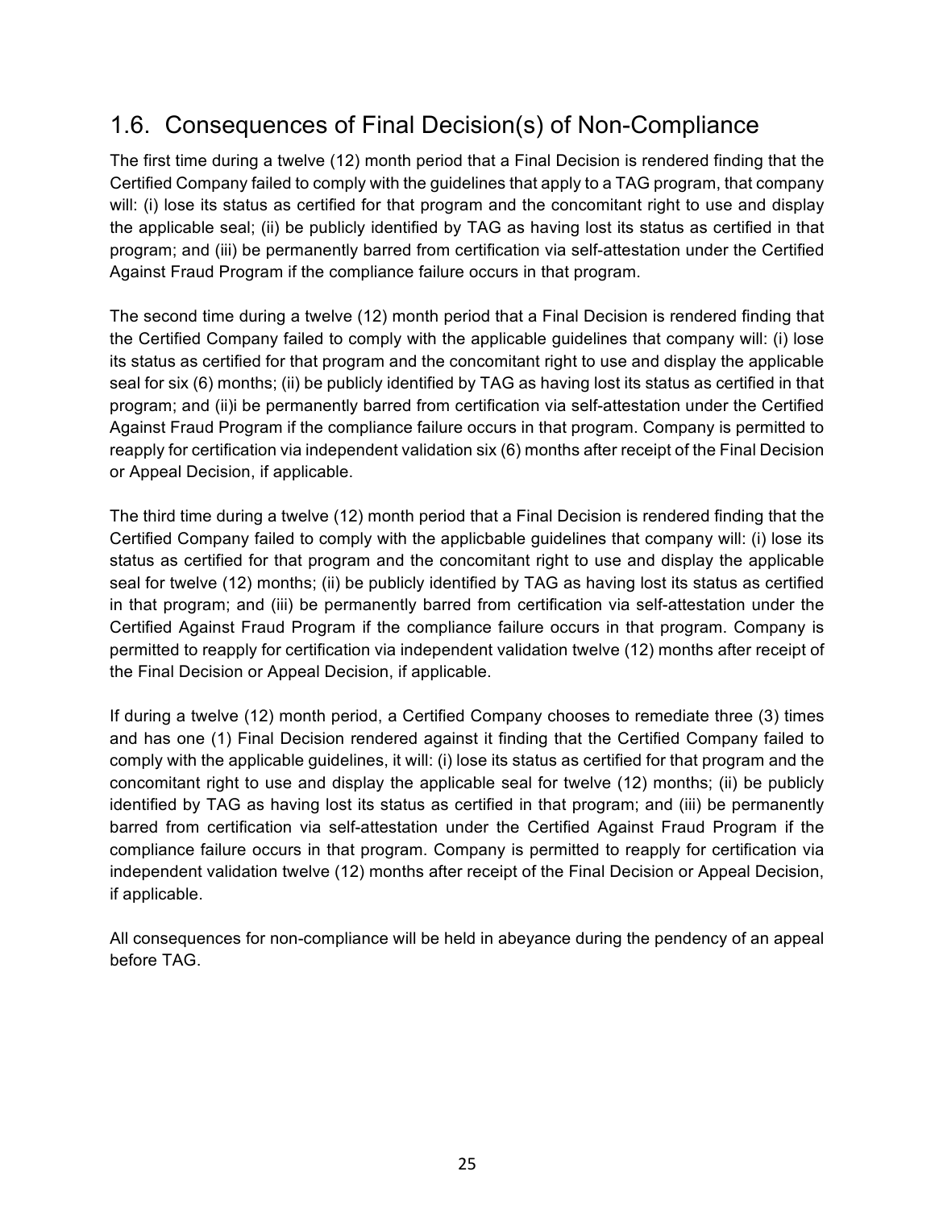## 1.6. Consequences of Final Decision(s) of Non-Compliance

The first time during a twelve (12) month period that a Final Decision is rendered finding that the Certified Company failed to comply with the guidelines that apply to a TAG program, that company will: (i) lose its status as certified for that program and the concomitant right to use and display the applicable seal; (ii) be publicly identified by TAG as having lost its status as certified in that program; and (iii) be permanently barred from certification via self-attestation under the Certified Against Fraud Program if the compliance failure occurs in that program.

The second time during a twelve (12) month period that a Final Decision is rendered finding that the Certified Company failed to comply with the applicable guidelines that company will: (i) lose its status as certified for that program and the concomitant right to use and display the applicable seal for six (6) months; (ii) be publicly identified by TAG as having lost its status as certified in that program; and (ii)i be permanently barred from certification via self-attestation under the Certified Against Fraud Program if the compliance failure occurs in that program. Company is permitted to reapply for certification via independent validation six (6) months after receipt of the Final Decision or Appeal Decision, if applicable.

The third time during a twelve (12) month period that a Final Decision is rendered finding that the Certified Company failed to comply with the applicbable guidelines that company will: (i) lose its status as certified for that program and the concomitant right to use and display the applicable seal for twelve (12) months; (ii) be publicly identified by TAG as having lost its status as certified in that program; and (iii) be permanently barred from certification via self-attestation under the Certified Against Fraud Program if the compliance failure occurs in that program. Company is permitted to reapply for certification via independent validation twelve (12) months after receipt of the Final Decision or Appeal Decision, if applicable.

If during a twelve (12) month period, a Certified Company chooses to remediate three (3) times and has one (1) Final Decision rendered against it finding that the Certified Company failed to comply with the applicable guidelines, it will: (i) lose its status as certified for that program and the concomitant right to use and display the applicable seal for twelve (12) months; (ii) be publicly identified by TAG as having lost its status as certified in that program; and (iii) be permanently barred from certification via self-attestation under the Certified Against Fraud Program if the compliance failure occurs in that program. Company is permitted to reapply for certification via independent validation twelve (12) months after receipt of the Final Decision or Appeal Decision, if applicable.

All consequences for non-compliance will be held in abeyance during the pendency of an appeal before TAG.